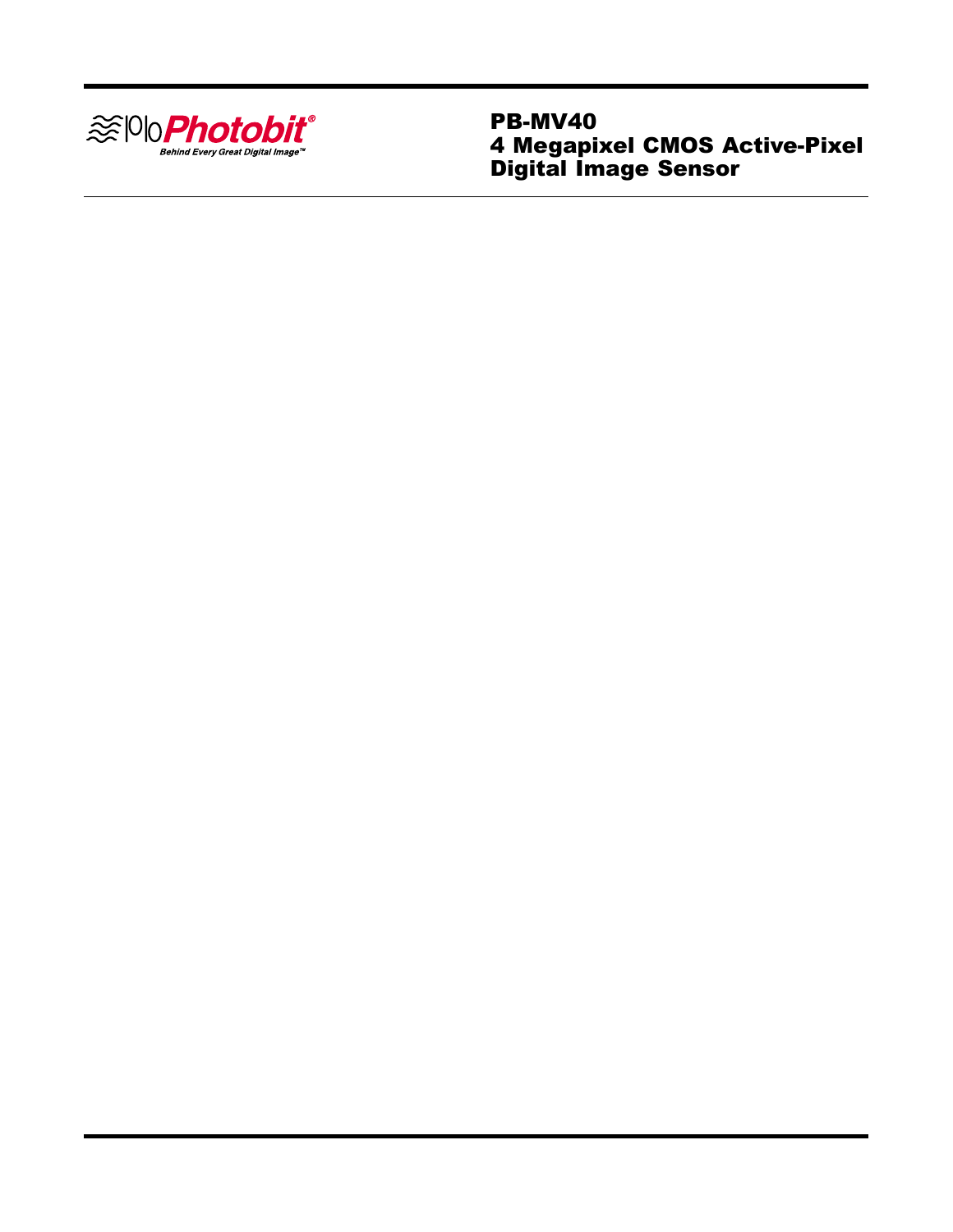Photobit®

*Behind Every Great Digital Image™*

# PB-MV40
# 4 Megapixel CMOS Active-Pixel Digital Image Sensor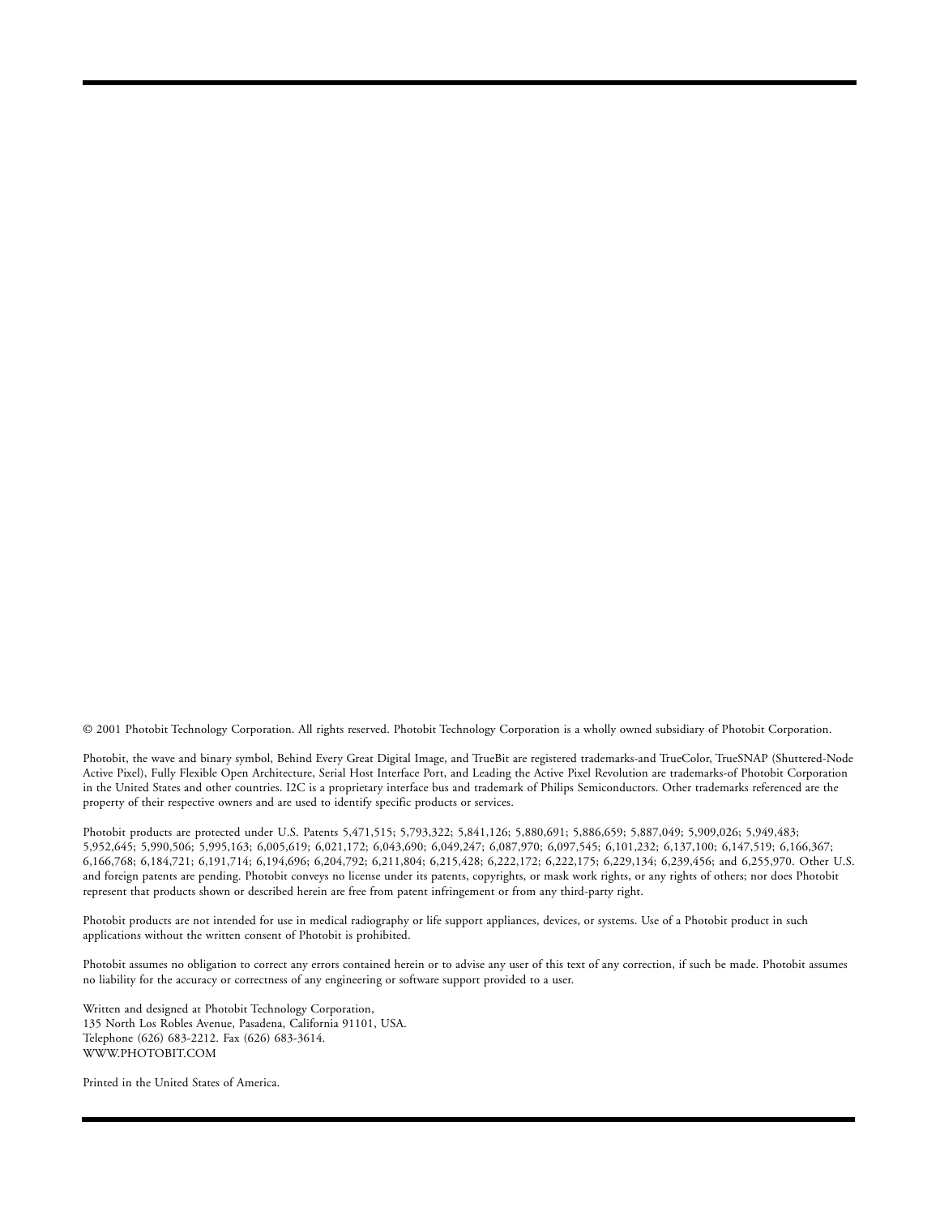© 2001 Photobit Technology Corporation. All rights reserved. Photobit Technology Corporation is a wholly owned subsidiary of Photobit Corporation.

Photobit, the wave and binary symbol, Behind Every Great Digital Image, and TrueBit are registered trademarks-and TrueColor, TrueSNAP (Shuttered-Node Active Pixel), Fully Flexible Open Architecture, Serial Host Interface Port, and Leading the Active Pixel Revolution are trademarks-of Photobit Corporation in the United States and other countries. I2C is a proprietary interface bus and trademark of Philips Semiconductors. Other trademarks referenced are the property of their respective owners and are used to identify specific products or services.

Photobit products are protected under U.S. Patents 5,471,515; 5,793,322; 5,841,126; 5,880,691; 5,886,659; 5,887,049; 5,909,026; 5,949,483; 5,952,645; 5,990,506; 5,995,163; 6,005,619; 6,021,172; 6,043,690; 6,049,247; 6,087,970; 6,097,545; 6,101,232; 6,137,100; 6,147,519; 6,166,367; 6,166,768; 6,184,721; 6,191,714; 6,194,696; 6,204,792; 6,211,804; 6,215,428; 6,222,172; 6,222,175; 6,229,134; 6,239,456; and 6,255,970. Other U.S. and foreign patents are pending. Photobit conveys no license under its patents, copyrights, or mask work rights, or any rights of others; nor does Photobit represent that products shown or described herein are free from patent infringement or from any third-party right.

Photobit products are not intended for use in medical radiography or life support appliances, devices, or systems. Use of a Photobit product in such applications without the written consent of Photobit is prohibited.

Photobit assumes no obligation to correct any errors contained herein or to advise any user of this text of any correction, if such be made. Photobit assumes no liability for the accuracy or correctness of any engineering or software support provided to a user.

Written and designed at Photobit Technology Corporation,
135 North Los Robles Avenue, Pasadena, California 91101, USA.
Telephone (626) 683-2212. Fax (626) 683-3614.
WWW.PHOTOBIT.COM

Printed in the United States of America.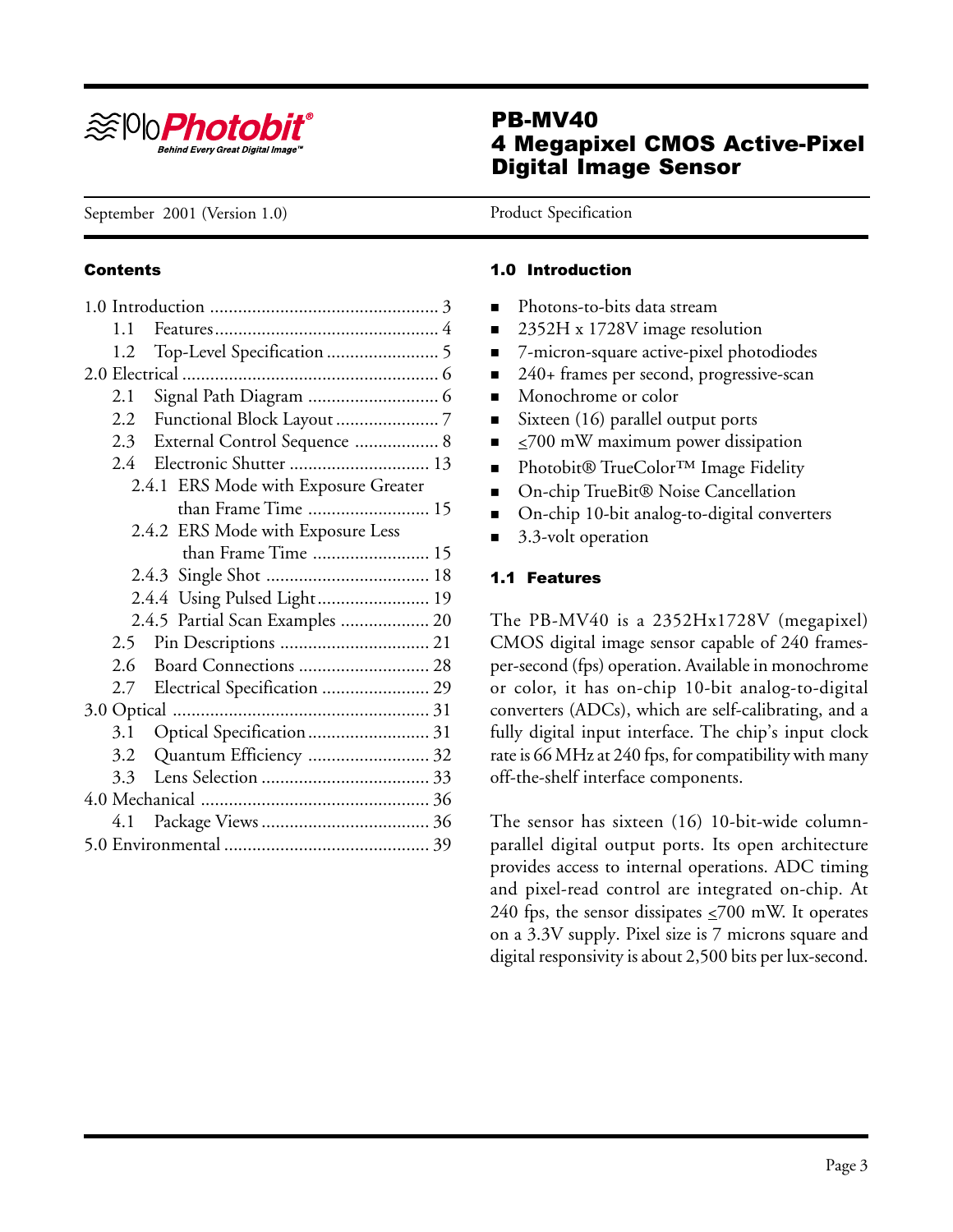# PB-MV40
# 4 Megapixel CMOS Active-Pixel Digital Image Sensor

September 2001 (Version 1.0)

Product Specification

## Contents

1.0 Introduction ... 3
- 1.1 Features ... 4
- 1.2 Top-Level Specification ... 5

2.0 Electrical ... 6
- 2.1 Signal Path Diagram ... 6
- 2.2 Functional Block Layout ... 7
- 2.3 External Control Sequence ... 8
- 2.4 Electronic Shutter ... 13
  - 2.4.1 ERS Mode with Exposure Greater than Frame Time ... 15
  - 2.4.2 ERS Mode with Exposure Less than Frame Time ... 15
  - 2.4.3 Single Shot ... 18
  - 2.4.4 Using Pulsed Light ... 19
  - 2.4.5 Partial Scan Examples ... 20
- 2.5 Pin Descriptions ... 21
- 2.6 Board Connections ... 28
- 2.7 Electrical Specification ... 29

3.0 Optical ... 31
- 3.1 Optical Specification ... 31
- 3.2 Quantum Efficiency ... 32
- 3.3 Lens Selection ... 33

4.0 Mechanical ... 36
- 4.1 Package Views ... 36

5.0 Environmental ... 39

## 1.0 Introduction

- Photons-to-bits data stream
- 2352H x 1728V image resolution
- 7-micron-square active-pixel photodiodes
- 240+ frames per second, progressive-scan
- Monochrome or color
- Sixteen (16) parallel output ports
- $\leq$700 mW maximum power dissipation
- Photobit® TrueColor™ Image Fidelity
- On-chip TrueBit® Noise Cancellation
- On-chip 10-bit analog-to-digital converters
- 3.3-volt operation

### 1.1 Features

The PB-MV40 is a 2352Hx1728V (megapixel) CMOS digital image sensor capable of 240 frames-per-second (fps) operation. Available in monochrome or color, it has on-chip 10-bit analog-to-digital converters (ADCs), which are self-calibrating, and a fully digital input interface. The chip's input clock rate is 66 MHz at 240 fps, for compatibility with many off-the-shelf interface components.

The sensor has sixteen (16) 10-bit-wide column-parallel digital output ports. Its open architecture provides access to internal operations. ADC timing and pixel-read control are integrated on-chip. At 240 fps, the sensor dissipates $\leq$700 mW. It operates on a 3.3V supply. Pixel size is 7 microns square and digital responsivity is about 2,500 bits per lux-second.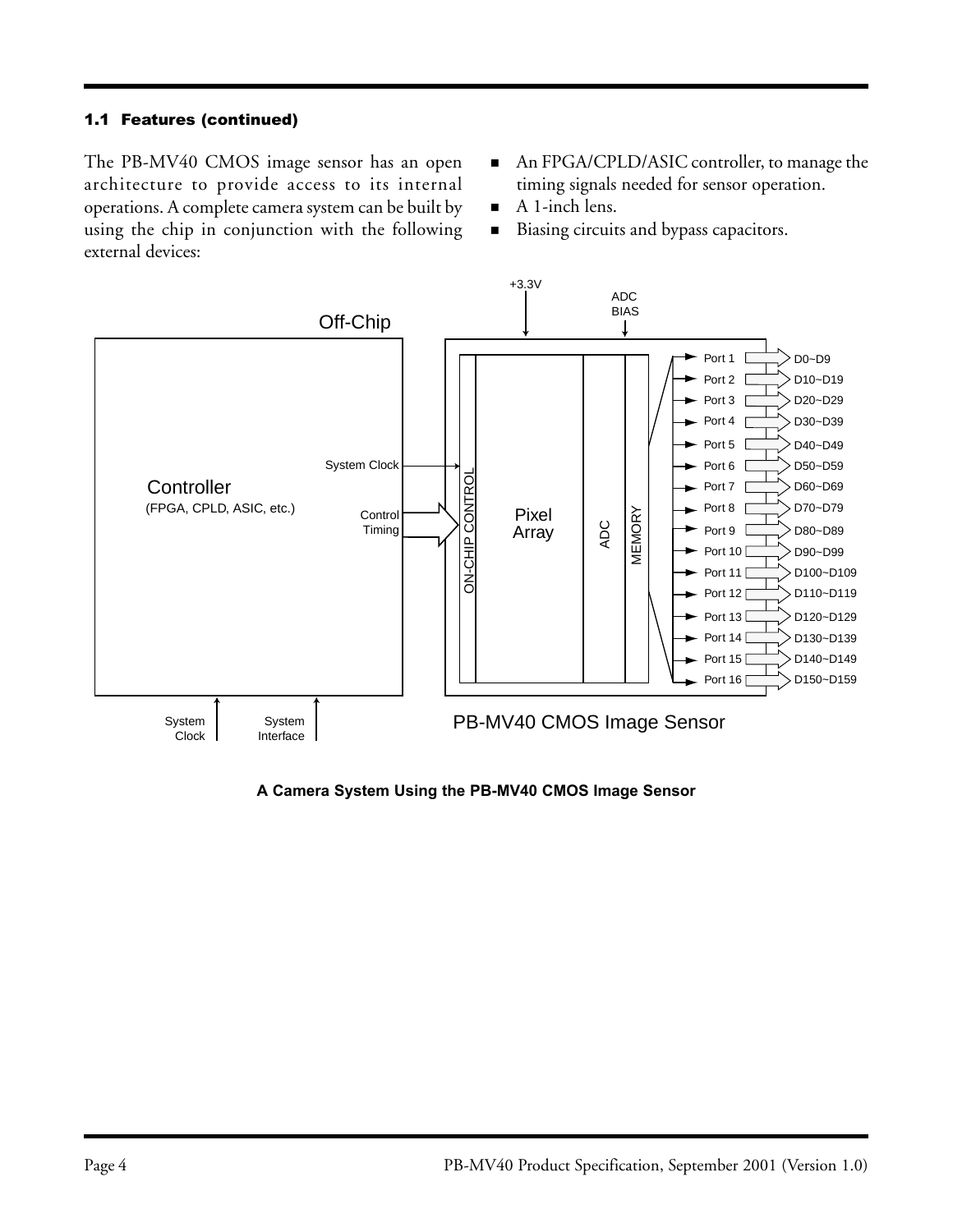### 1.1 Features (continued)

The PB-MV40 CMOS image sensor has an open architecture to provide access to its internal operations. A complete camera system can be built by using the chip in conjunction with the following external devices:

- An FPGA/CPLD/ASIC controller, to manage the timing signals needed for sensor operation.
- A 1-inch lens.
- Biasing circuits and bypass capacitors.

**A Camera System Using the PB-MV40 CMOS Image Sensor**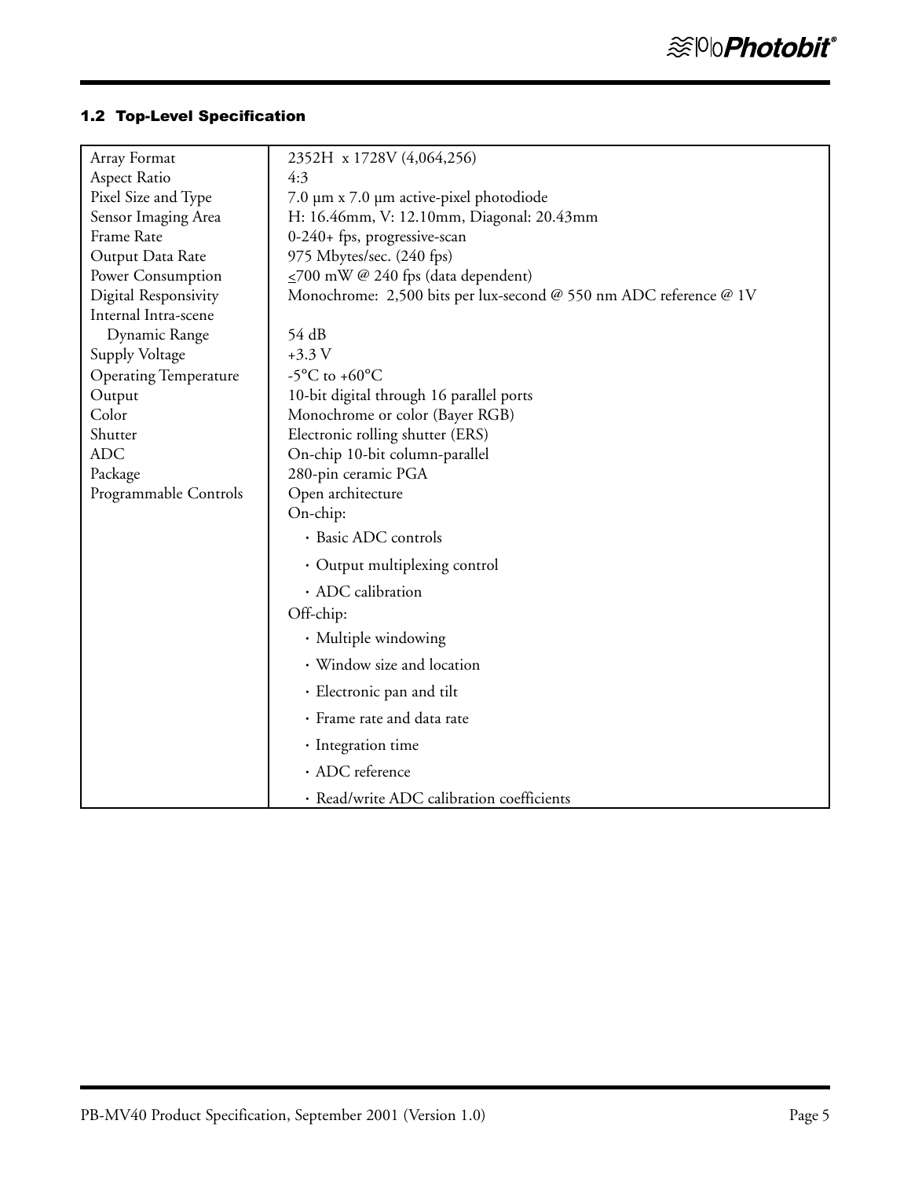## 1.2 Top-Level Specification

| | |
|---|---|
| Array Format | 2352H x 1728V (4,064,256) |
| Aspect Ratio | 4:3 |
| Pixel Size and Type | 7.0 µm x 7.0 µm active-pixel photodiode |
| Sensor Imaging Area | H: 16.46mm, V: 12.10mm, Diagonal: 20.43mm |
| Frame Rate | 0-240+ fps, progressive-scan |
| Output Data Rate | 975 Mbytes/sec. (240 fps) |
| Power Consumption | $\leq$700 mW @ 240 fps (data dependent) |
| Digital Responsivity | Monochrome: 2,500 bits per lux-second @ 550 nm ADC reference @ 1V |
| Internal Intra-scene Dynamic Range | 54 dB |
| Supply Voltage | +3.3 V |
| Operating Temperature | -5°C to +60°C |
| Output | 10-bit digital through 16 parallel ports |
| Color | Monochrome or color (Bayer RGB) |
| Shutter | Electronic rolling shutter (ERS) |
| ADC | On-chip 10-bit column-parallel |
| Package | 280-pin ceramic PGA |
| Programmable Controls | Open architecture<br>On-chip:<br>· Basic ADC controls<br>· Output multiplexing control<br>· ADC calibration<br>Off-chip:<br>· Multiple windowing<br>· Window size and location<br>· Electronic pan and tilt<br>· Frame rate and data rate<br>· Integration time<br>· ADC reference<br>· Read/write ADC calibration coefficients |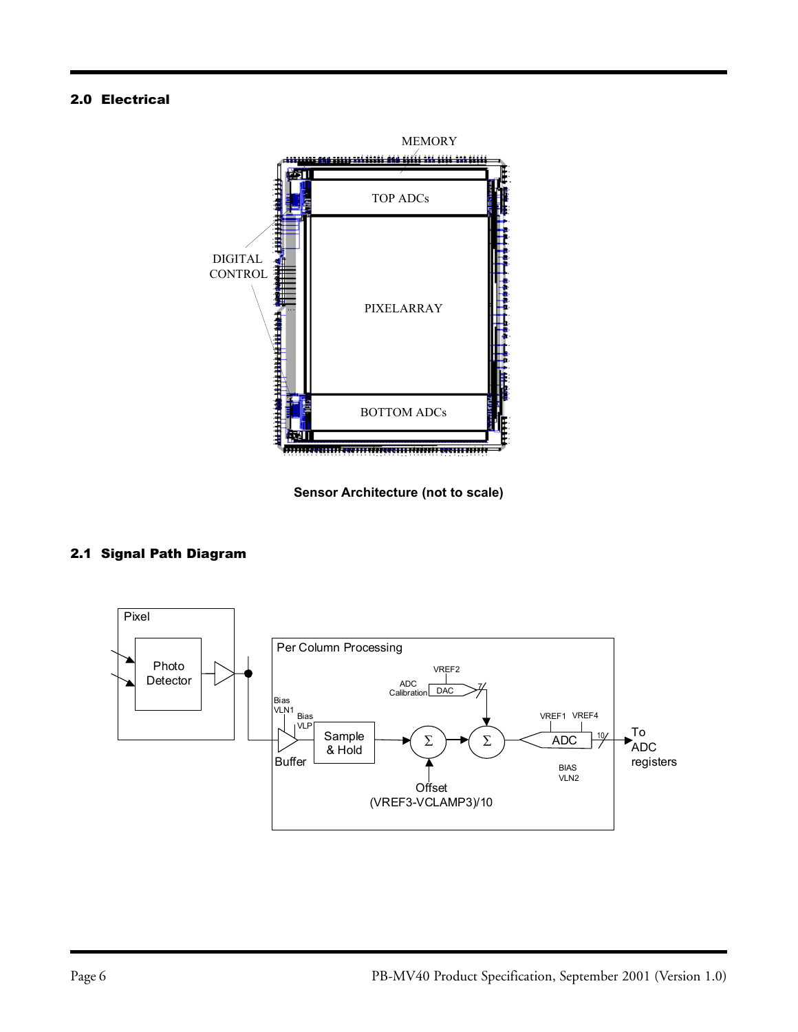## 2.0 Electrical

MEMORY

TOP ADCs

DIGITAL CONTROL

PIXELARRAY

BOTTOM ADCs

**Sensor Architecture (not to scale)**

## 2.1 Signal Path Diagram

Pixel

Photo Detector

Per Column Processing

VREF2

ADC Calibration

DAC

7

Bias VLN1

Bias VLP

Buffer

Sample & Hold

Σ

Σ

Offset (VREF3-VCLAMP3)/10

VREF1

VREF4

ADC

10

BIAS VLN2

To ADC registers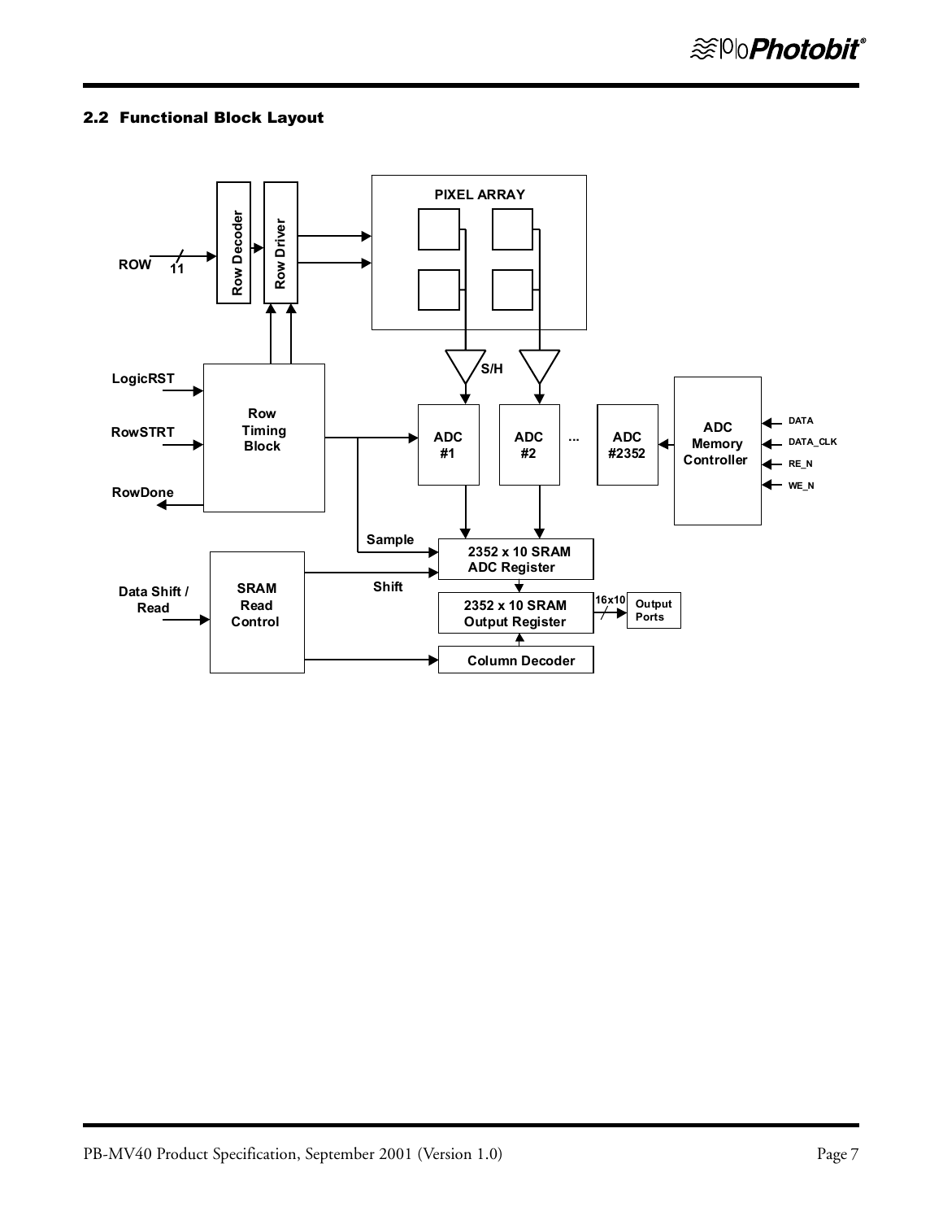## 2.2 Functional Block Layout

PIXEL ARRAY

ROW 11

Row Decoder

Row Driver

S/H

LogicRST

RowSTRT

RowDone

Row Timing Block

ADC #1

ADC #2

...

ADC #2352

ADC Memory Controller

DATA

DATA_CLK

RE_N

WE_N

Sample

2352 x 10 SRAM ADC Register

Shift

Data Shift / Read

SRAM Read Control

2352 x 10 SRAM Output Register

16x10

Output Ports

Column Decoder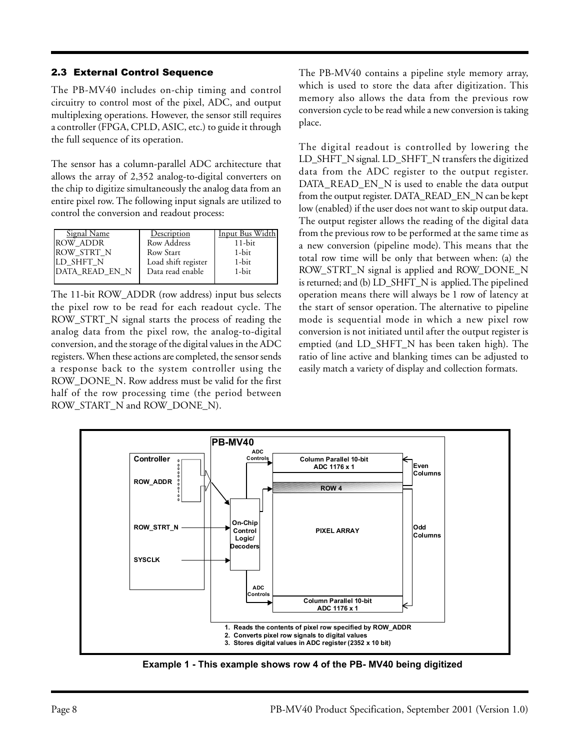## 2.3 External Control Sequence

The PB-MV40 includes on-chip timing and control circuitry to control most of the pixel, ADC, and output multiplexing operations. However, the sensor still requires a controller (FPGA, CPLD, ASIC, etc.) to guide it through the full sequence of its operation.

The sensor has a column-parallel ADC architecture that allows the array of 2,352 analog-to-digital converters on the chip to digitize simultaneously the analog data from an entire pixel row. The following input signals are utilized to control the conversion and readout process:

| Signal Name | Description | Input Bus Width |
|---|---|---|
| ROW_ADDR | Row Address | 11-bit |
| ROW_STRT_N | Row Start | 1-bit |
| LD_SHFT_N | Load shift register | 1-bit |
| DATA_READ_EN_N | Data read enable | 1-bit |

The 11-bit ROW_ADDR (row address) input bus selects the pixel row to be read for each readout cycle. The ROW_STRT_N signal starts the process of reading the analog data from the pixel row, the analog-to-digital conversion, and the storage of the digital values in the ADC registers. When these actions are completed, the sensor sends a response back to the system controller using the ROW_DONE_N. Row address must be valid for the first half of the row processing time (the period between ROW_START_N and ROW_DONE_N).

The PB-MV40 contains a pipeline style memory array, which is used to store the data after digitization. This memory also allows the data from the previous row conversion cycle to be read while a new conversion is taking place.

The digital readout is controlled by lowering the LD_SHFT_N signal. LD_SHFT_N transfers the digitized data from the ADC register to the output register. DATA_READ_EN_N is used to enable the data output from the output register. DATA_READ_EN_N can be kept low (enabled) if the user does not want to skip output data. The output register allows the reading of the digital data from the previous row to be performed at the same time as a new conversion (pipeline mode). This means that the total row time will be only that between when: (a) the ROW_STRT_N signal is applied and ROW_DONE_N is returned; and (b) LD_SHFT_N is applied. The pipelined operation means there will always be 1 row of latency at the start of sensor operation. The alternative to pipeline mode is sequential mode in which a new pixel row conversion is not initiated until after the output register is emptied (and LD_SHFT_N has been taken high). The ratio of line active and blanking times can be adjusted to easily match a variety of display and collection formats.

PB-MV40

Controller: ROW_ADDR (00000000100), ROW_STRT_N, SYSCLK

On-Chip Control Logic/ Decoders; ADC Controls; Column Parallel 10-bit ADC 1176 x 1; ROW 4; PIXEL ARRAY; Even Columns; Odd Columns

1. Reads the contents of pixel row specified by ROW_ADDR
2. Converts pixel row signals to digital values
3. Stores digital values in ADC register (2352 x 10 bit)

**Example 1 - This example shows row 4 of the PB- MV40 being digitized**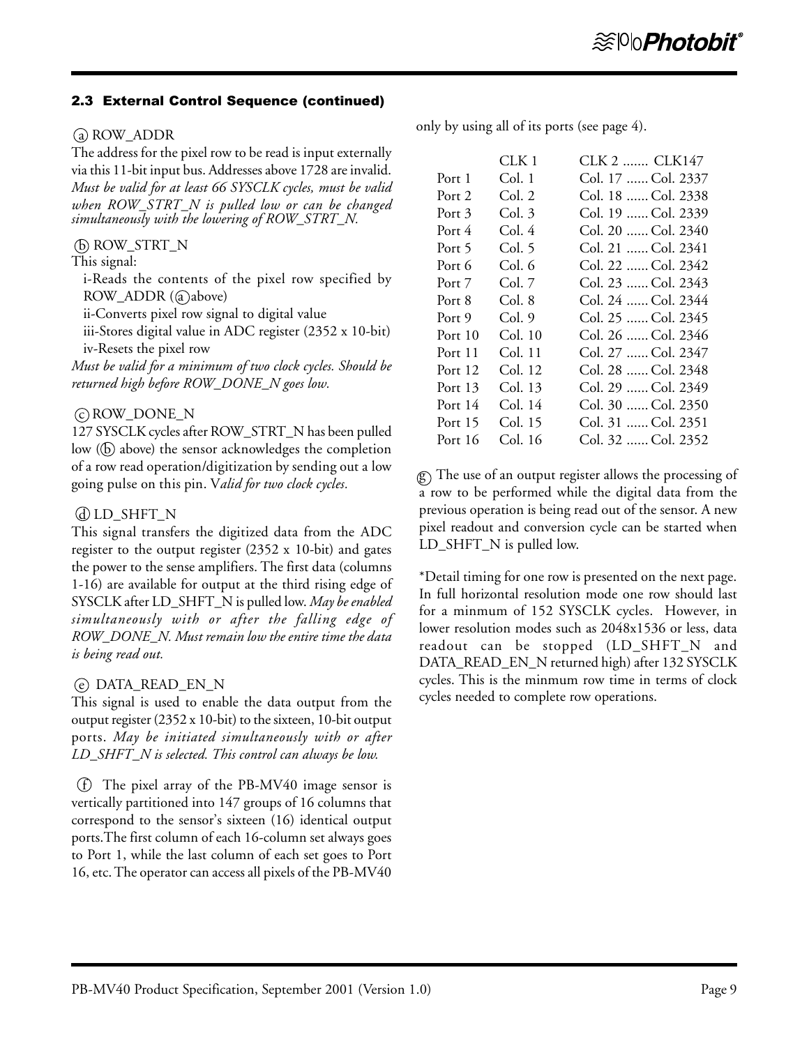### 2.3 External Control Sequence (continued)

ⓐ ROW_ADDR

The address for the pixel row to be read is input externally via this 11-bit input bus. Addresses above 1728 are invalid. *Must be valid for at least 66 SYSCLK cycles, must be valid when ROW_STRT_N is pulled low or can be changed simultaneously with the lowering of ROW_STRT_N.*

ⓑ ROW_STRT_N

This signal:

i-Reads the contents of the pixel row specified by ROW_ADDR (ⓐabove)

ii-Converts pixel row signal to digital value

iii-Stores digital value in ADC register (2352 x 10-bit)

iv-Resets the pixel row

*Must be valid for a minimum of two clock cycles. Should be returned high before ROW_DONE_N goes low.*

ⓒ ROW_DONE_N

127 SYSCLK cycles after ROW_STRT_N has been pulled low (ⓑ above) the sensor acknowledges the completion of a row read operation/digitization by sending out a low going pulse on this pin. V*alid for two clock cycles.*

ⓓ LD_SHFT_N

This signal transfers the digitized data from the ADC register to the output register (2352 x 10-bit) and gates the power to the sense amplifiers. The first data (columns 1-16) are available for output at the third rising edge of SYSCLK after LD_SHFT_N is pulled low. *May be enabled simultaneously with or after the falling edge of ROW_DONE_N. Must remain low the entire time the data is being read out.*

ⓔ DATA_READ_EN_N

This signal is used to enable the data output from the output register (2352 x 10-bit) to the sixteen, 10-bit output ports. *May be initiated simultaneously with or after LD_SHFT_N is selected. This control can always be low.*

ⓕ The pixel array of the PB-MV40 image sensor is vertically partitioned into 147 groups of 16 columns that correspond to the sensor's sixteen (16) identical output ports.The first column of each 16-column set always goes to Port 1, while the last column of each set goes to Port 16, etc. The operator can access all pixels of the PB-MV40 only by using all of its ports (see page 4).

| | CLK 1 | CLK 2 ....... CLK147 |
|---|---|---|
| Port 1 | Col. 1 | Col. 17 ...... Col. 2337 |
| Port 2 | Col. 2 | Col. 18 ...... Col. 2338 |
| Port 3 | Col. 3 | Col. 19 ...... Col. 2339 |
| Port 4 | Col. 4 | Col. 20 ...... Col. 2340 |
| Port 5 | Col. 5 | Col. 21 ...... Col. 2341 |
| Port 6 | Col. 6 | Col. 22 ...... Col. 2342 |
| Port 7 | Col. 7 | Col. 23 ...... Col. 2343 |
| Port 8 | Col. 8 | Col. 24 ...... Col. 2344 |
| Port 9 | Col. 9 | Col. 25 ...... Col. 2345 |
| Port 10 | Col. 10 | Col. 26 ...... Col. 2346 |
| Port 11 | Col. 11 | Col. 27 ...... Col. 2347 |
| Port 12 | Col. 12 | Col. 28 ...... Col. 2348 |
| Port 13 | Col. 13 | Col. 29 ...... Col. 2349 |
| Port 14 | Col. 14 | Col. 30 ...... Col. 2350 |
| Port 15 | Col. 15 | Col. 31 ...... Col. 2351 |
| Port 16 | Col. 16 | Col. 32 ...... Col. 2352 |

ⓖ The use of an output register allows the processing of a row to be performed while the digital data from the previous operation is being read out of the sensor. A new pixel readout and conversion cycle can be started when LD_SHFT_N is pulled low.

*Detail timing for one row is presented on the next page. In full horizontal resolution mode one row should last for a minmum of 152 SYSCLK cycles. However, in lower resolution modes such as 2048x1536 or less, data readout can be stopped (LD_SHFT_N and DATA_READ_EN_N returned high) after 132 SYSCLK cycles. This is the minmum row time in terms of clock cycles needed to complete row operations.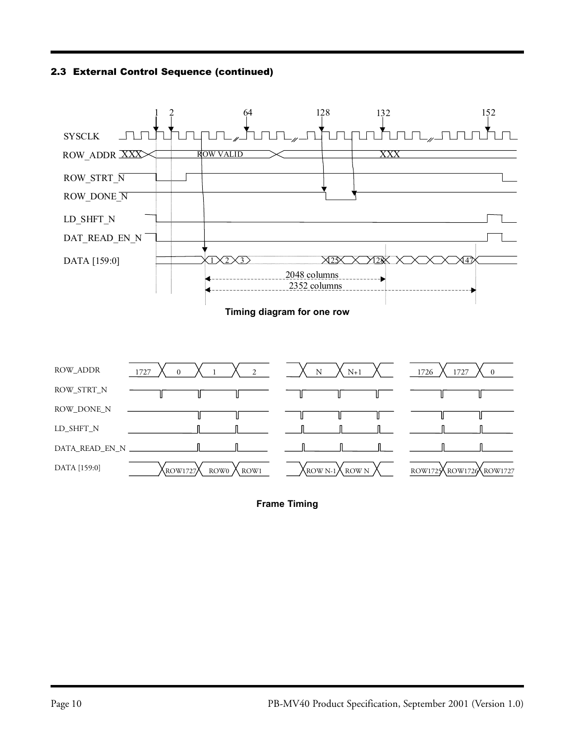## 2.3 External Control Sequence (continued)

Timing diagram for one row

Frame Timing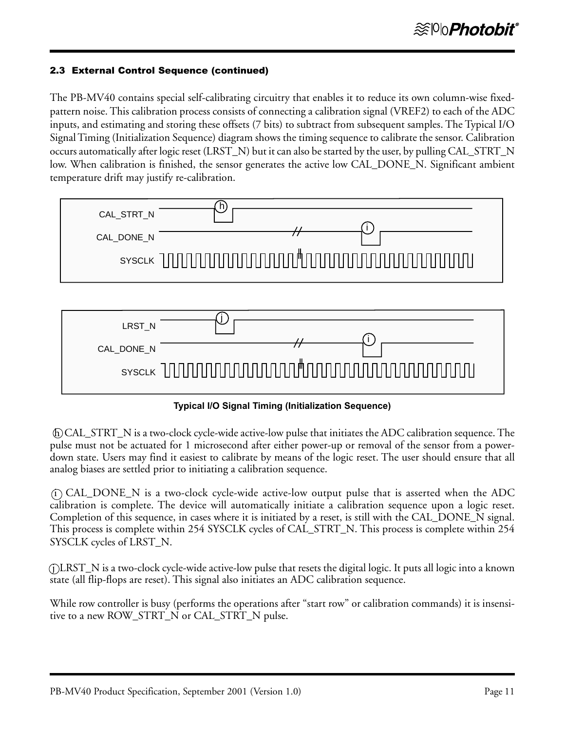### 2.3 External Control Sequence (continued)

The PB-MV40 contains special self-calibrating circuitry that enables it to reduce its own column-wise fixed-pattern noise. This calibration process consists of connecting a calibration signal (VREF2) to each of the ADC inputs, and estimating and storing these offsets (7 bits) to subtract from subsequent samples. The Typical I/O Signal Timing (Initialization Sequence) diagram shows the timing sequence to calibrate the sensor. Calibration occurs automatically after logic reset (LRST_N) but it can also be started by the user, by pulling CAL_STRT_N low. When calibration is finished, the sensor generates the active low CAL_DONE_N. Significant ambient temperature drift may justify re-calibration.

**Typical I/O Signal Timing (Initialization Sequence)**

(h) CAL_STRT_N is a two-clock cycle-wide active-low pulse that initiates the ADC calibration sequence. The pulse must not be actuated for 1 microsecond after either power-up or removal of the sensor from a power-down state. Users may find it easiest to calibrate by means of the logic reset. The user should ensure that all analog biases are settled prior to initiating a calibration sequence.

(i) CAL_DONE_N is a two-clock cycle-wide active-low output pulse that is asserted when the ADC calibration is complete. The device will automatically initiate a calibration sequence upon a logic reset. Completion of this sequence, in cases where it is initiated by a reset, is still with the CAL_DONE_N signal. This process is complete within 254 SYSCLK cycles of CAL_STRT_N. This process is complete within 254 SYSCLK cycles of LRST_N.

(j) LRST_N is a two-clock cycle-wide active-low pulse that resets the digital logic. It puts all logic into a known state (all flip-flops are reset). This signal also initiates an ADC calibration sequence.

While row controller is busy (performs the operations after "start row" or calibration commands) it is insensitive to a new ROW_STRT_N or CAL_STRT_N pulse.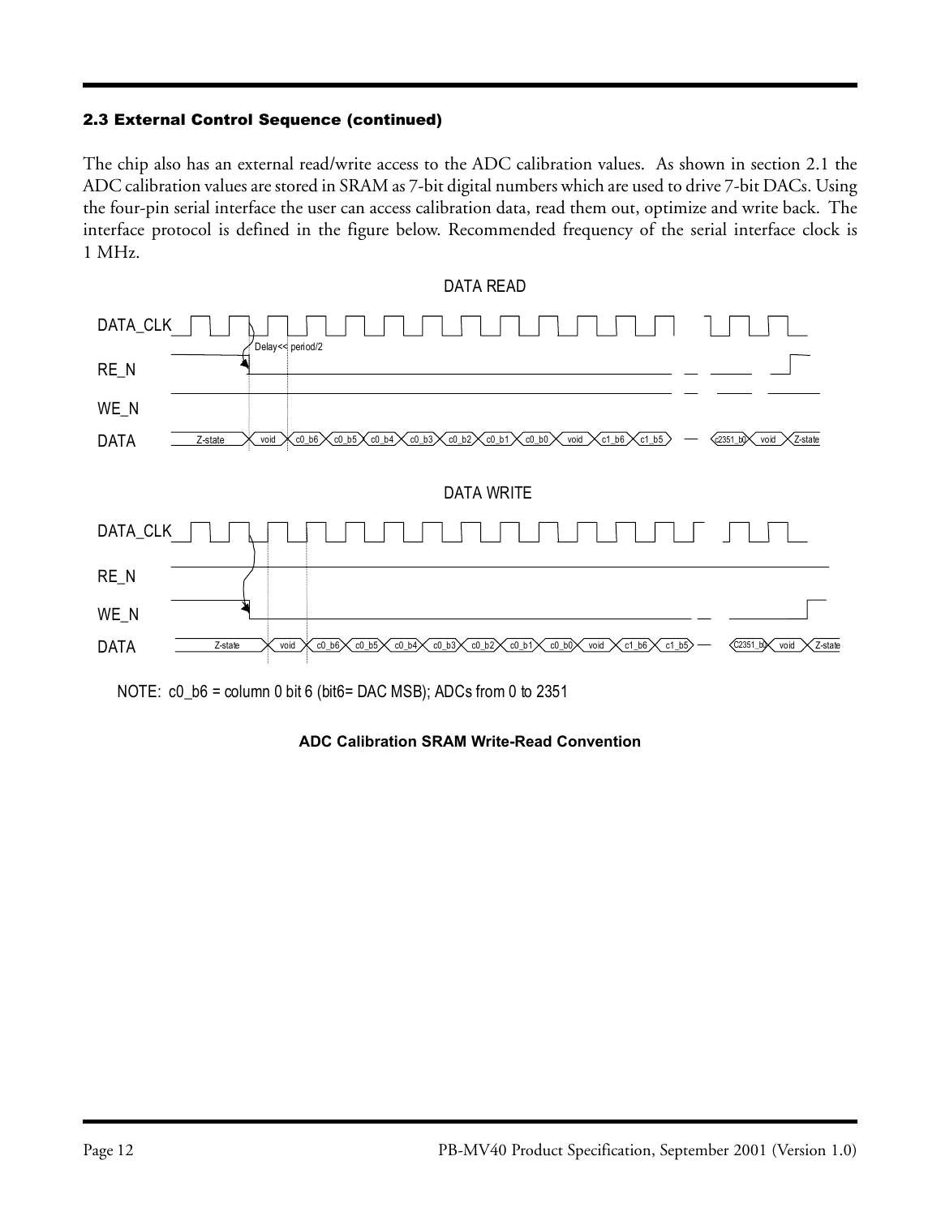#### 2.3 External Control Sequence (continued)

The chip also has an external read/write access to the ADC calibration values. As shown in section 2.1 the ADC calibration values are stored in SRAM as 7-bit digital numbers which are used to drive 7-bit DACs. Using the four-pin serial interface the user can access calibration data, read them out, optimize and write back. The interface protocol is defined in the figure below. Recommended frequency of the serial interface clock is 1 MHz.

DATA READ

DATA_CLK

Delay<< period/2

RE_N

WE_N

DATA: Z-state | void | c0_b6 | c0_b5 | c0_b4 | c0_b3 | c0_b2 | c0_b1 | c0_b0 | void | c1_b6 | c1_b5 | — | c2351_b0 | void | Z-state

DATA WRITE

DATA_CLK

RE_N

WE_N

DATA: Z-state | void | c0_b6 | c0_b5 | c0_b4 | c0_b3 | c0_b2 | c0_b1 | c0_b0 | void | c1_b6 | c1_b5 | — | C2351_b0 | void | Z-state

NOTE: c0_b6 = column 0 bit 6 (bit6= DAC MSB); ADCs from 0 to 2351

**ADC Calibration SRAM Write-Read Convention**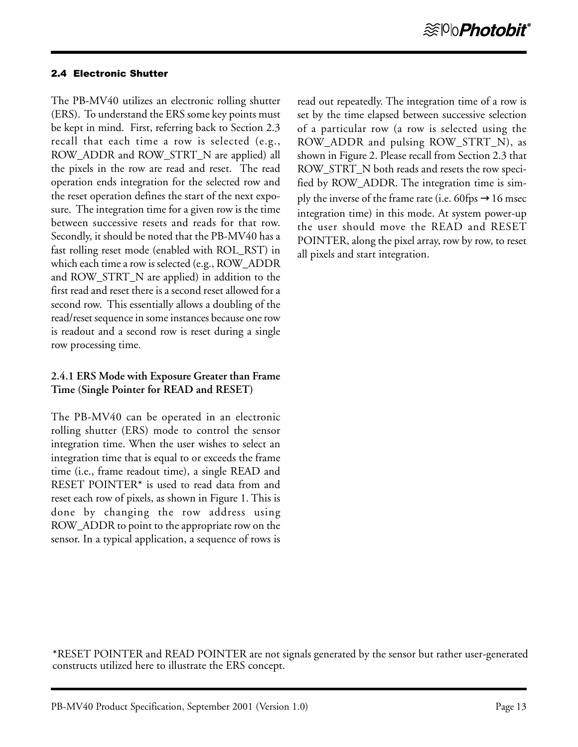## 2.4 Electronic Shutter

The PB-MV40 utilizes an electronic rolling shutter (ERS). To understand the ERS some key points must be kept in mind. First, referring back to Section 2.3 recall that each time a row is selected (e.g., ROW_ADDR and ROW_STRT_N are applied) all the pixels in the row are read and reset. The read operation ends integration for the selected row and the reset operation defines the start of the next exposure. The integration time for a given row is the time between successive resets and reads for that row. Secondly, it should be noted that the PB-MV40 has a fast rolling reset mode (enabled with ROL_RST) in which each time a row is selected (e.g., ROW_ADDR and ROW_STRT_N are applied) in addition to the first read and reset there is a second reset allowed for a second row. This essentially allows a doubling of the read/reset sequence in some instances because one row is readout and a second row is reset during a single row processing time.

### 2.4.1 ERS Mode with Exposure Greater than Frame Time (Single Pointer for READ and RESET)

The PB-MV40 can be operated in an electronic rolling shutter (ERS) mode to control the sensor integration time. When the user wishes to select an integration time that is equal to or exceeds the frame time (i.e., frame readout time), a single READ and RESET POINTER* is used to read data from and reset each row of pixels, as shown in Figure 1. This is done by changing the row address using ROW_ADDR to point to the appropriate row on the sensor. In a typical application, a sequence of rows is read out repeatedly. The integration time of a row is set by the time elapsed between successive selection of a particular row (a row is selected using the ROW_ADDR and pulsing ROW_STRT_N), as shown in Figure 2. Please recall from Section 2.3 that ROW_STRT_N both reads and resets the row specified by ROW_ADDR. The integration time is simply the inverse of the frame rate (i.e. 60fps → 16 msec integration time) in this mode. At system power-up the user should move the READ and RESET POINTER, along the pixel array, row by row, to reset all pixels and start integration.

*RESET POINTER and READ POINTER are not signals generated by the sensor but rather user-generated constructs utilized here to illustrate the ERS concept.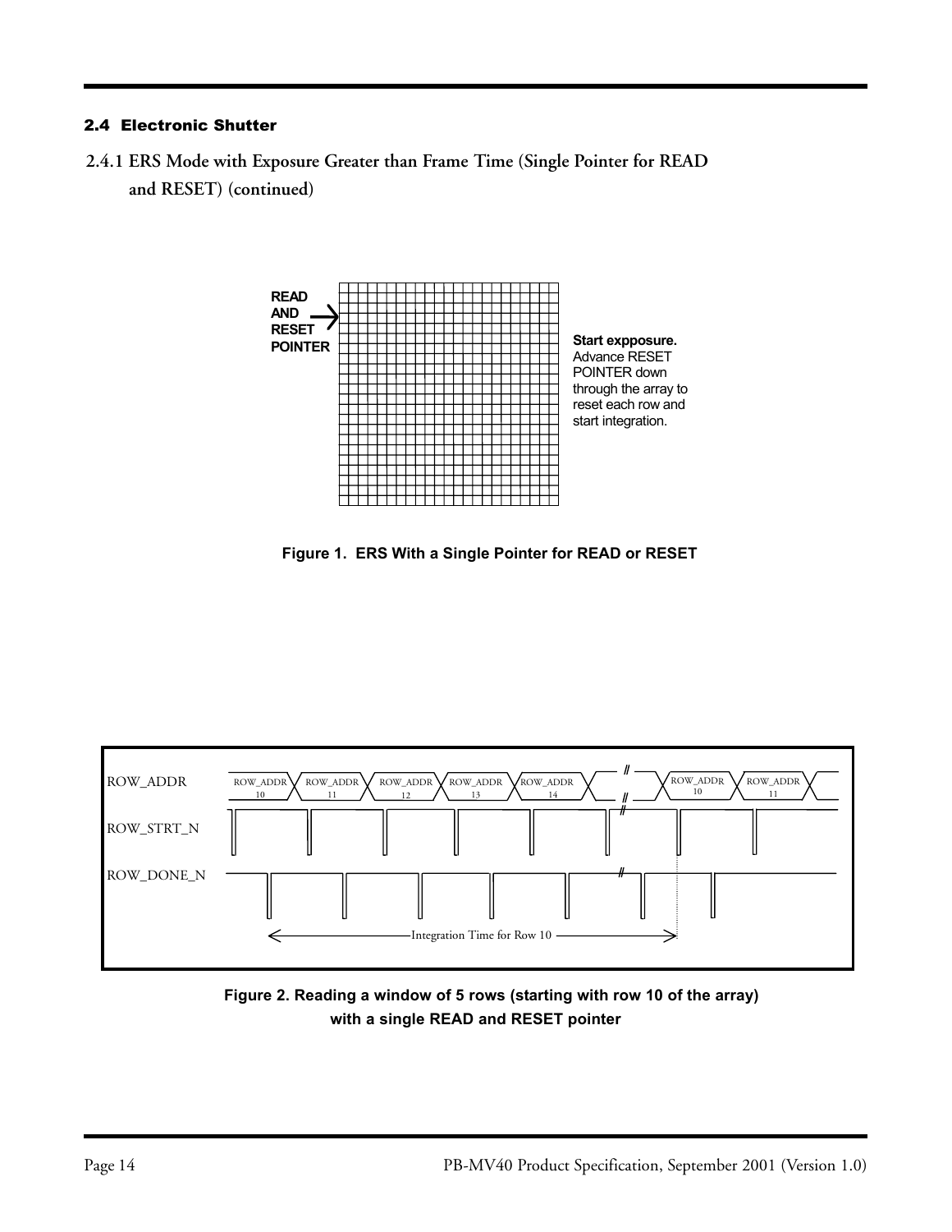## 2.4 Electronic Shutter

### 2.4.1 ERS Mode with Exposure Greater than Frame Time (Single Pointer for READ and RESET) (continued)

READ AND RESET POINTER

**Start expposure.** Advance RESET POINTER down through the array to reset each row and start integration.

**Figure 1. ERS With a Single Pointer for READ or RESET**

ROW_ADDR: ROW_ADDR 10, ROW_ADDR 11, ROW_ADDR 12, ROW_ADDR 13, ROW_ADDR 14, ROW_ADDR 10, ROW_ADDR 11

ROW_STRT_N

ROW_DONE_N

Integration Time for Row 10

**Figure 2. Reading a window of 5 rows (starting with row 10 of the array) with a single READ and RESET pointer**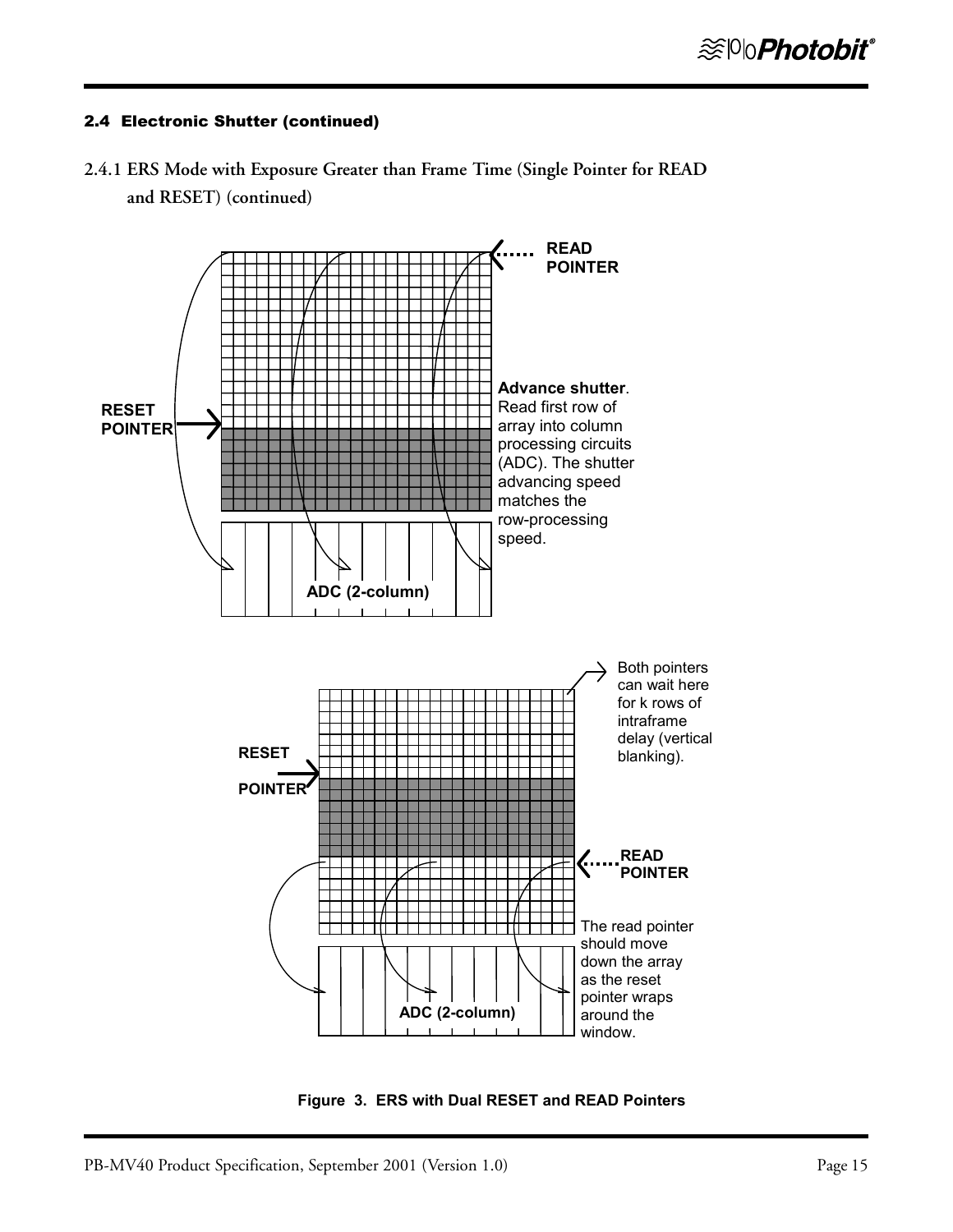### 2.4 Electronic Shutter (continued)

#### 2.4.1 ERS Mode with Exposure Greater than Frame Time (Single Pointer for READ and RESET) (continued)

READ POINTER

RESET POINTER

**Advance shutter**. Read first row of array into column processing circuits (ADC). The shutter advancing speed matches the row-processing speed.

ADC (2-column)

Both pointers can wait here for k rows of intraframe delay (vertical blanking).

RESET POINTER

READ POINTER

The read pointer should move down the array as the reset pointer wraps around the window.

ADC (2-column)

**Figure 3. ERS with Dual RESET and READ Pointers**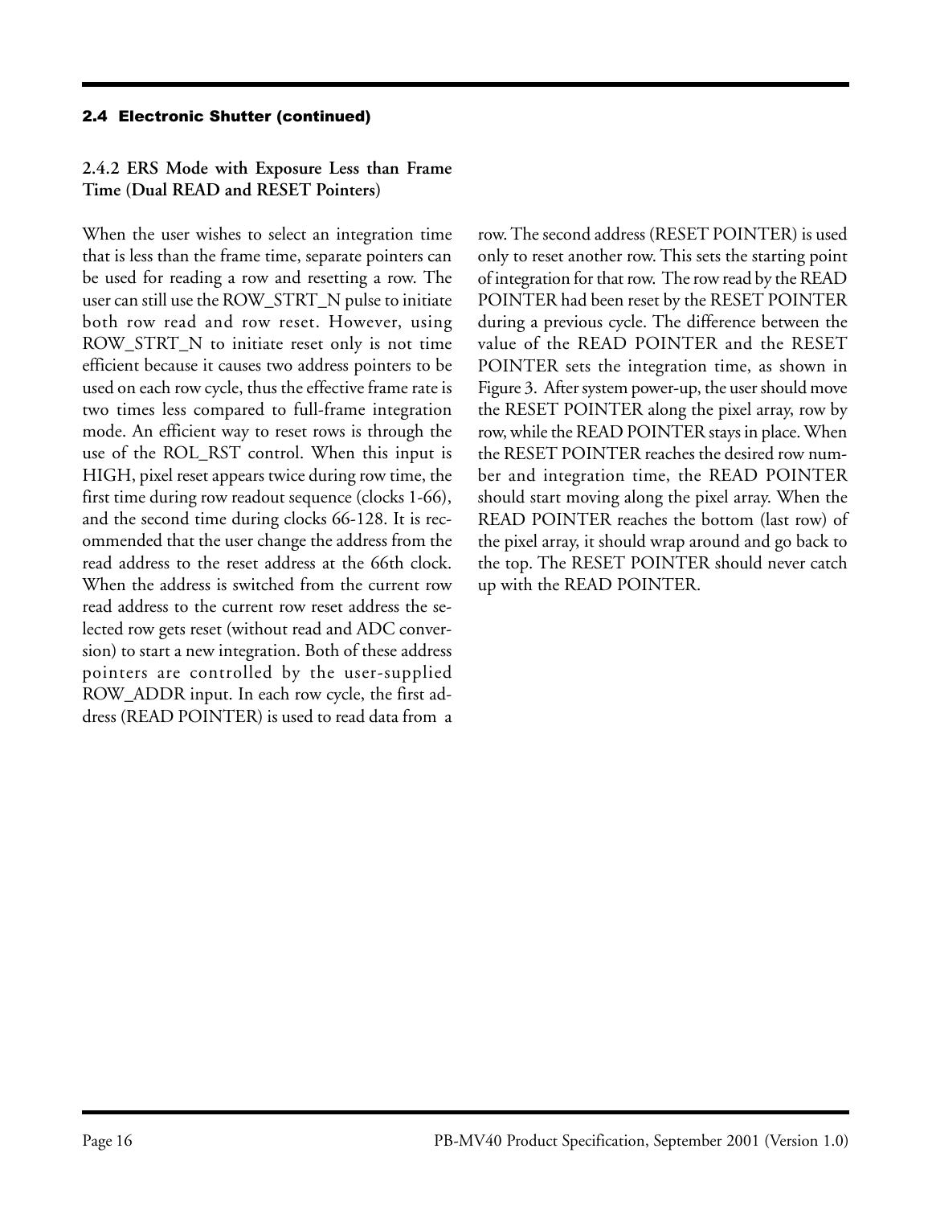## 2.4 Electronic Shutter (continued)

### 2.4.2 ERS Mode with Exposure Less than Frame Time (Dual READ and RESET Pointers)

When the user wishes to select an integration time that is less than the frame time, separate pointers can be used for reading a row and resetting a row. The user can still use the ROW_STRT_N pulse to initiate both row read and row reset. However, using ROW_STRT_N to initiate reset only is not time efficient because it causes two address pointers to be used on each row cycle, thus the effective frame rate is two times less compared to full-frame integration mode. An efficient way to reset rows is through the use of the ROL_RST control. When this input is HIGH, pixel reset appears twice during row time, the first time during row readout sequence (clocks 1-66), and the second time during clocks 66-128. It is recommended that the user change the address from the read address to the reset address at the 66th clock. When the address is switched from the current row read address to the current row reset address the selected row gets reset (without read and ADC conversion) to start a new integration. Both of these address pointers are controlled by the user-supplied ROW_ADDR input. In each row cycle, the first address (READ POINTER) is used to read data from a row. The second address (RESET POINTER) is used only to reset another row. This sets the starting point of integration for that row. The row read by the READ POINTER had been reset by the RESET POINTER during a previous cycle. The difference between the value of the READ POINTER and the RESET POINTER sets the integration time, as shown in Figure 3. After system power-up, the user should move the RESET POINTER along the pixel array, row by row, while the READ POINTER stays in place. When the RESET POINTER reaches the desired row number and integration time, the READ POINTER should start moving along the pixel array. When the READ POINTER reaches the bottom (last row) of the pixel array, it should wrap around and go back to the top. The RESET POINTER should never catch up with the READ POINTER.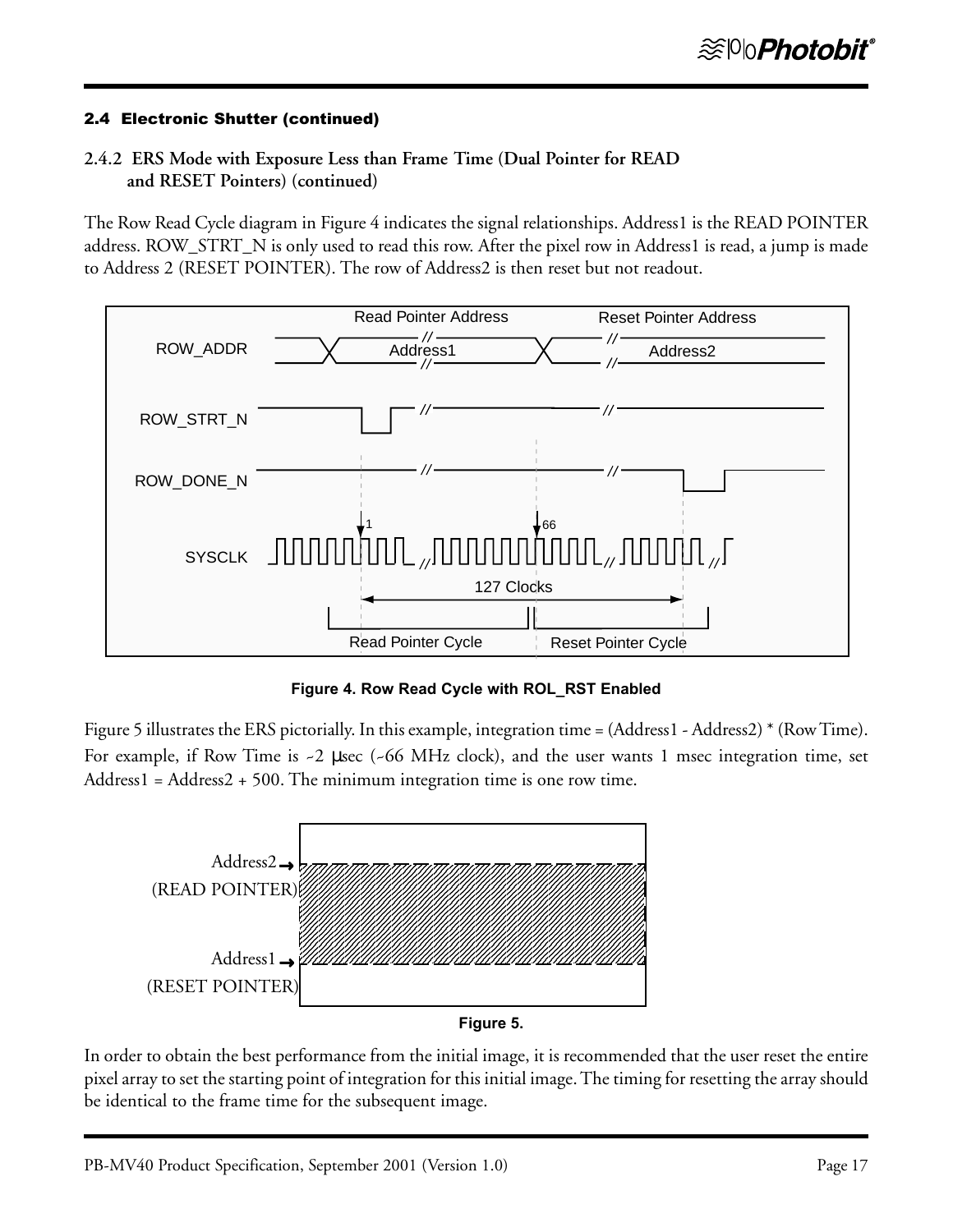### 2.4 Electronic Shutter (continued)

#### 2.4.2 ERS Mode with Exposure Less than Frame Time (Dual Pointer for READ and RESET Pointers) (continued)

The Row Read Cycle diagram in Figure 4 indicates the signal relationships. Address1 is the READ POINTER address. ROW_STRT_N is only used to read this row. After the pixel row in Address1 is read, a jump is made to Address 2 (RESET POINTER). The row of Address2 is then reset but not readout.

**Figure 4. Row Read Cycle with ROL_RST Enabled**

Figure 5 illustrates the ERS pictorially. In this example, integration time = (Address1 - Address2) * (Row Time). For example, if Row Time is ~2 µsec (~66 MHz clock), and the user wants 1 msec integration time, set Address1 = Address2 + 500. The minimum integration time is one row time.

**Figure 5.**

In order to obtain the best performance from the initial image, it is recommended that the user reset the entire pixel array to set the starting point of integration for this initial image. The timing for resetting the array should be identical to the frame time for the subsequent image.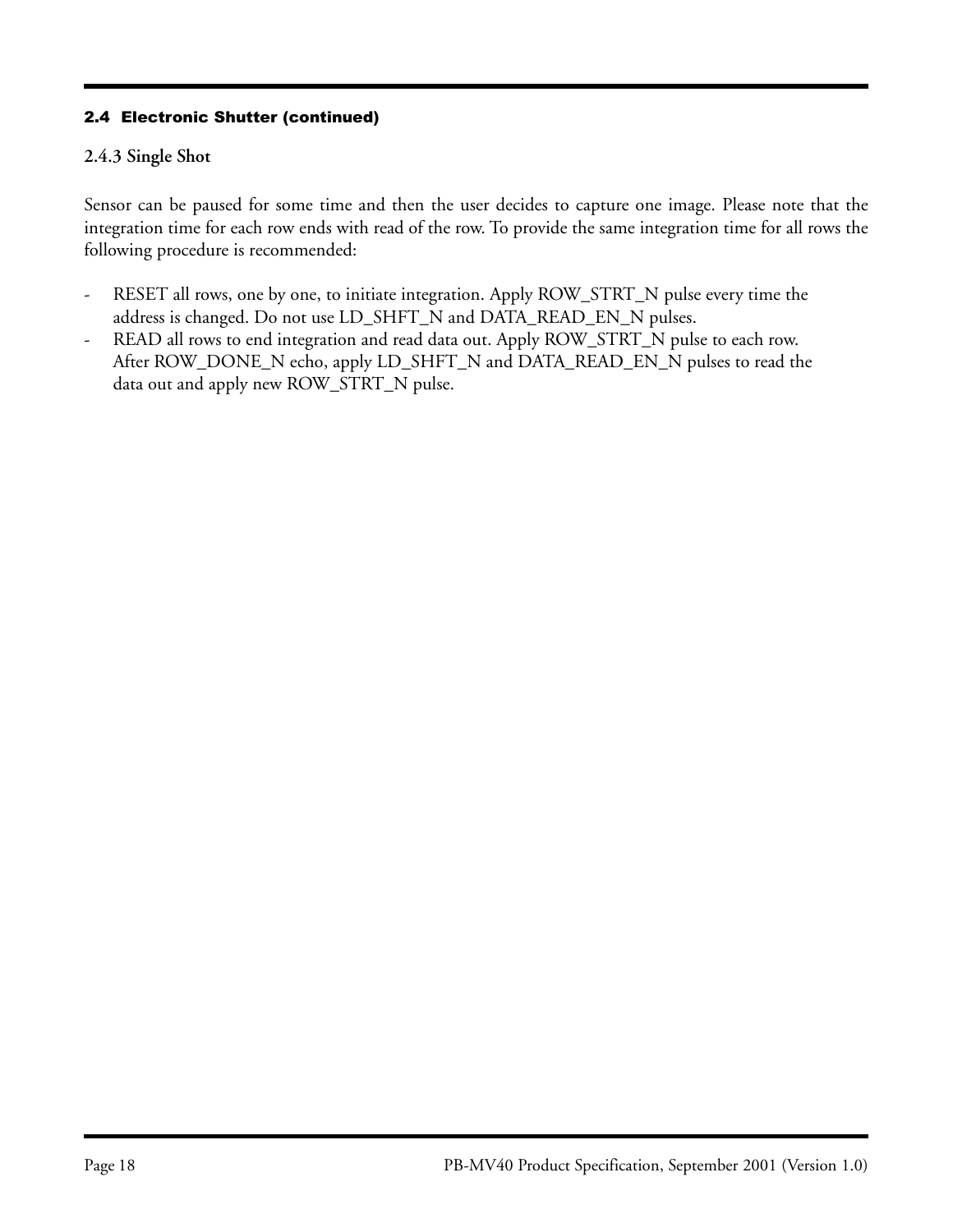## 2.4 Electronic Shutter (continued)

### 2.4.3 Single Shot

Sensor can be paused for some time and then the user decides to capture one image. Please note that the integration time for each row ends with read of the row. To provide the same integration time for all rows the following procedure is recommended:

- RESET all rows, one by one, to initiate integration. Apply ROW_STRT_N pulse every time the address is changed. Do not use LD_SHFT_N and DATA_READ_EN_N pulses.
- READ all rows to end integration and read data out. Apply ROW_STRT_N pulse to each row. After ROW_DONE_N echo, apply LD_SHFT_N and DATA_READ_EN_N pulses to read the data out and apply new ROW_STRT_N pulse.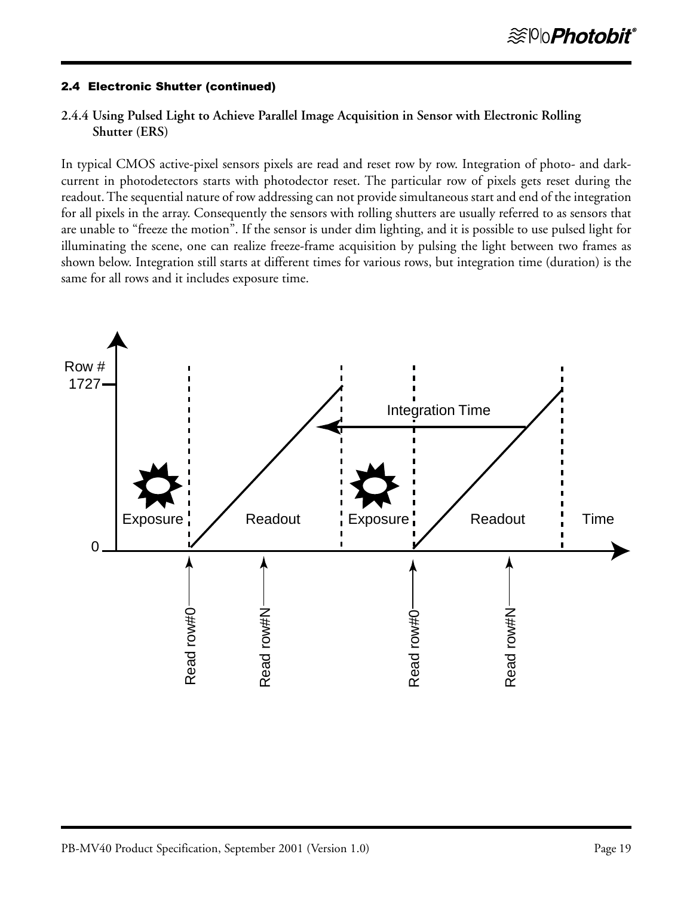## 2.4 Electronic Shutter (continued)

### 2.4.4 Using Pulsed Light to Achieve Parallel Image Acquisition in Sensor with Electronic Rolling Shutter (ERS)

In typical CMOS active-pixel sensors pixels are read and reset row by row. Integration of photo- and dark-current in photodetectors starts with photodector reset. The particular row of pixels gets reset during the readout. The sequential nature of row addressing can not provide simultaneous start and end of the integration for all pixels in the array. Consequently the sensors with rolling shutters are usually referred to as sensors that are unable to “freeze the motion”. If the sensor is under dim lighting, and it is possible to use pulsed light for illuminating the scene, one can realize freeze-frame acquisition by pulsing the light between two frames as shown below. Integration still starts at different times for various rows, but integration time (duration) is the same for all rows and it includes exposure time.

Row #
1727
0
Integration Time
Exposure
Readout
Exposure
Readout
Time
Read row#0
Read row#N
Read row#0
Read row#N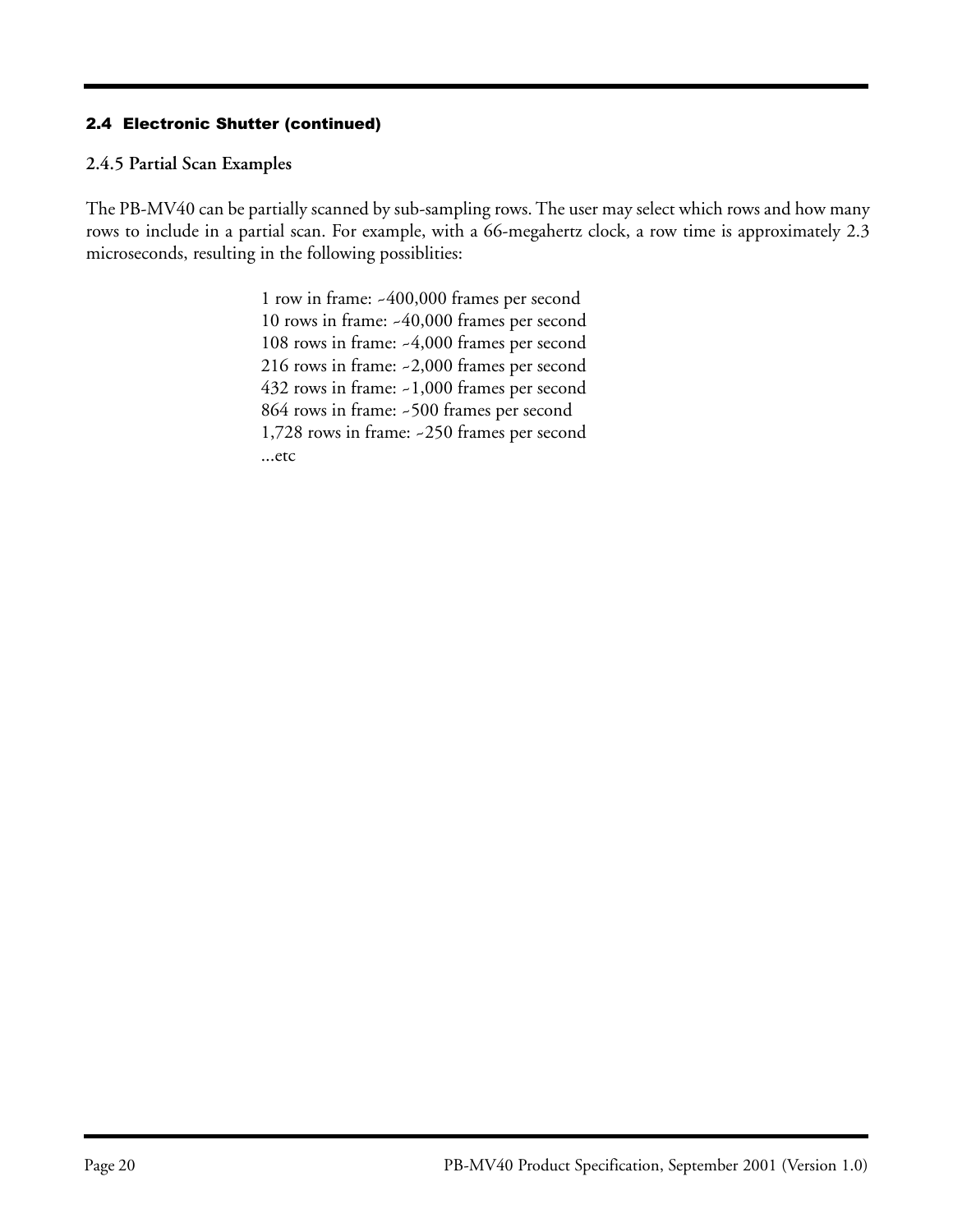## 2.4 Electronic Shutter (continued)

### 2.4.5 Partial Scan Examples

The PB-MV40 can be partially scanned by sub-sampling rows. The user may select which rows and how many rows to include in a partial scan. For example, with a 66-megahertz clock, a row time is approximately 2.3 microseconds, resulting in the following possiblities:

1 row in frame: ~400,000 frames per second
10 rows in frame: ~40,000 frames per second
108 rows in frame: ~4,000 frames per second
216 rows in frame: ~2,000 frames per second
432 rows in frame: ~1,000 frames per second
864 rows in frame: ~500 frames per second
1,728 rows in frame: ~250 frames per second
...etc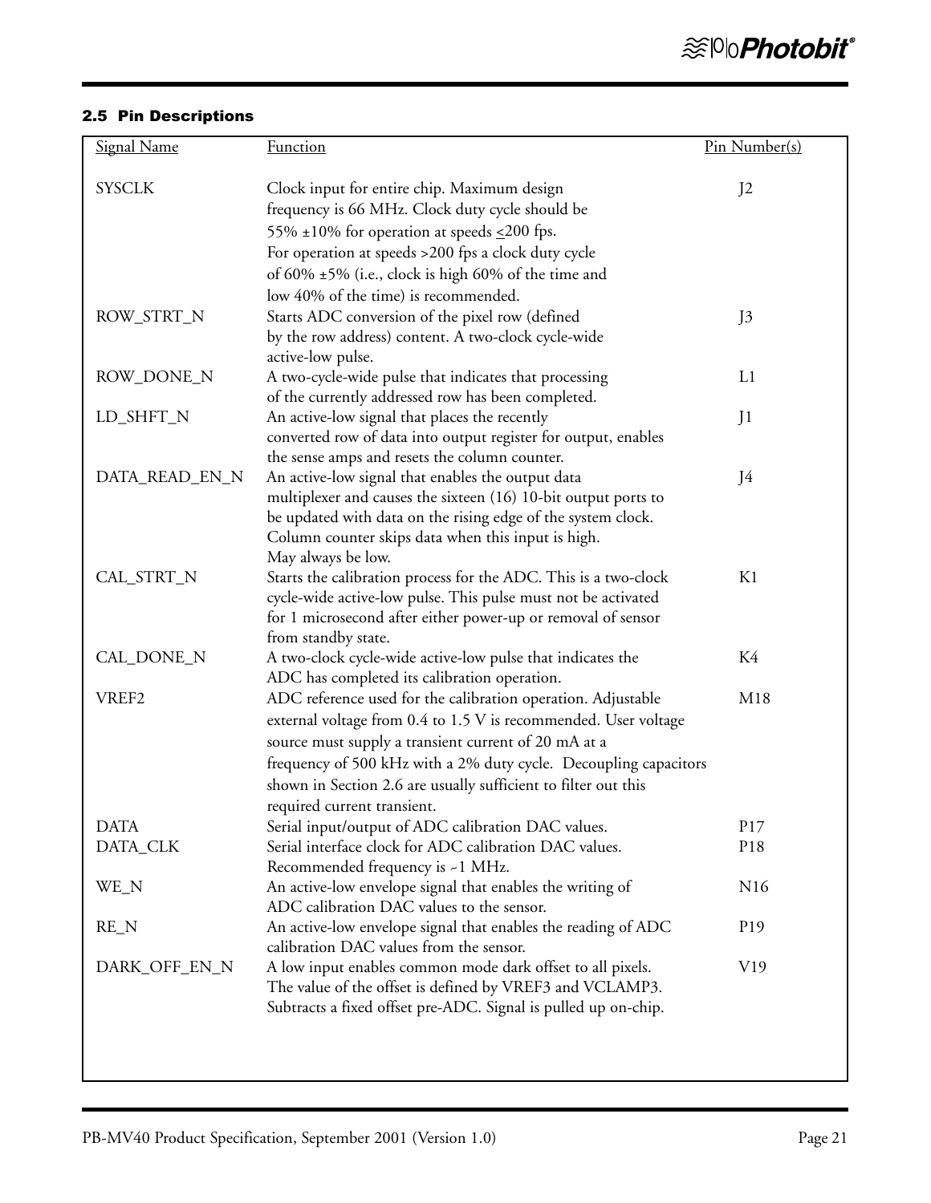## 2.5 Pin Descriptions

| Signal Name | Function | Pin Number(s) |
|---|---|---|
| SYSCLK | Clock input for entire chip. Maximum design frequency is 66 MHz. Clock duty cycle should be 55% ±10% for operation at speeds ≤200 fps. For operation at speeds >200 fps a clock duty cycle of 60% ±5% (i.e., clock is high 60% of the time and low 40% of the time) is recommended. | J2 |
| ROW_STRT_N | Starts ADC conversion of the pixel row (defined by the row address) content. A two-clock cycle-wide active-low pulse. | J3 |
| ROW_DONE_N | A two-cycle-wide pulse that indicates that processing of the currently addressed row has been completed. | L1 |
| LD_SHFT_N | An active-low signal that places the recently converted row of data into output register for output, enables the sense amps and resets the column counter. | J1 |
| DATA_READ_EN_N | An active-low signal that enables the output data multiplexer and causes the sixteen (16) 10-bit output ports to be updated with data on the rising edge of the system clock. Column counter skips data when this input is high. May always be low. | J4 |
| CAL_STRT_N | Starts the calibration process for the ADC. This is a two-clock cycle-wide active-low pulse. This pulse must not be activated for 1 microsecond after either power-up or removal of sensor from standby state. | K1 |
| CAL_DONE_N | A two-clock cycle-wide active-low pulse that indicates the ADC has completed its calibration operation. | K4 |
| VREF2 | ADC reference used for the calibration operation. Adjustable external voltage from 0.4 to 1.5 V is recommended. User voltage source must supply a transient current of 20 mA at a frequency of 500 kHz with a 2% duty cycle. Decoupling capacitors shown in Section 2.6 are usually sufficient to filter out this required current transient. | M18 |
| DATA | Serial input/output of ADC calibration DAC values. | P17 |
| DATA_CLK | Serial interface clock for ADC calibration DAC values. Recommended frequency is ~1 MHz. | P18 |
| WE_N | An active-low envelope signal that enables the writing of ADC calibration DAC values to the sensor. | N16 |
| RE_N | An active-low envelope signal that enables the reading of ADC calibration DAC values from the sensor. | P19 |
| DARK_OFF_EN_N | A low input enables common mode dark offset to all pixels. The value of the offset is defined by VREF3 and VCLAMP3. Subtracts a fixed offset pre-ADC. Signal is pulled up on-chip. | V19 |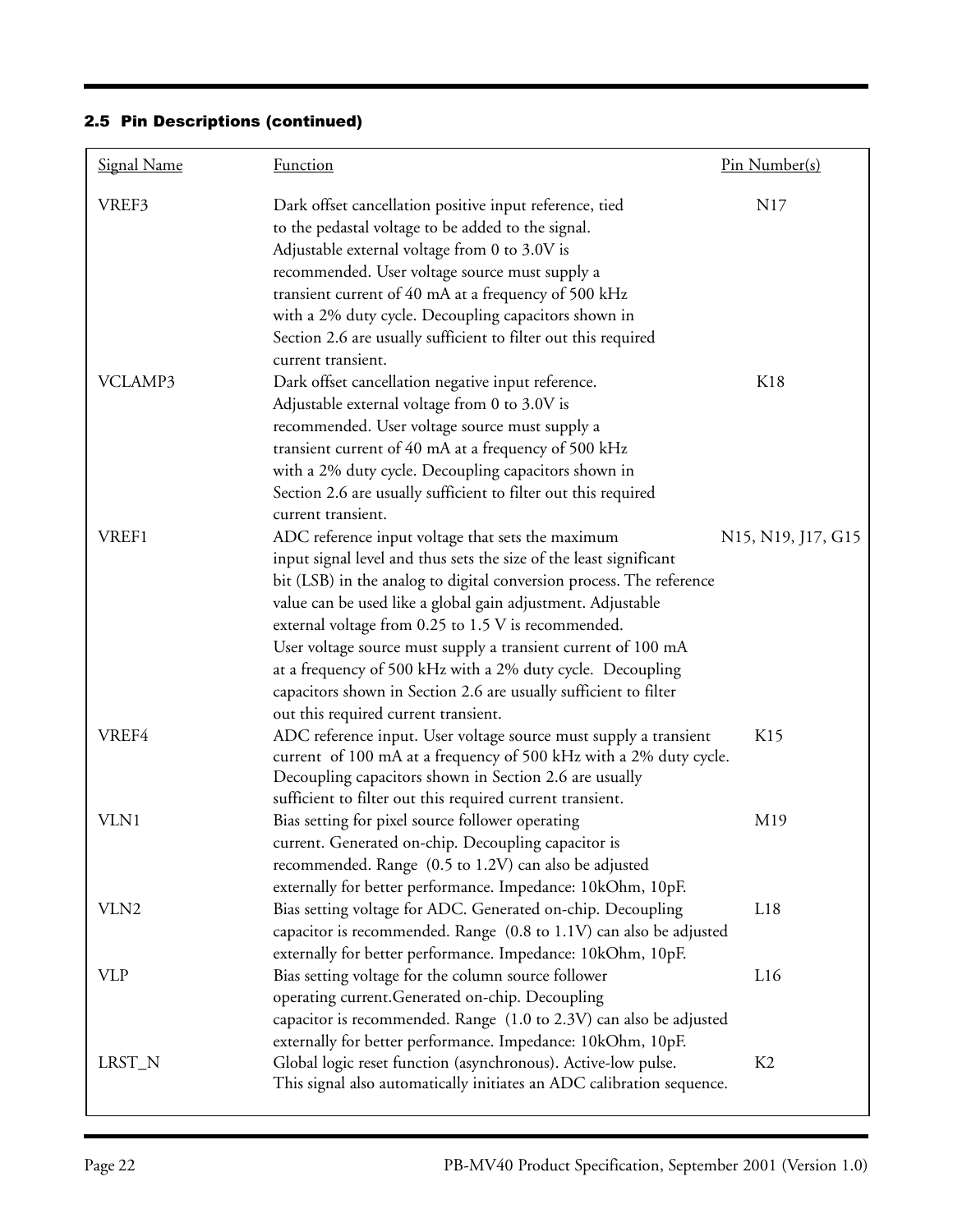### 2.5 Pin Descriptions (continued)

| Signal Name | Function | Pin Number(s) |
|---|---|---|
| VREF3 | Dark offset cancellation positive input reference, tied to the pedastal voltage to be added to the signal. Adjustable external voltage from 0 to 3.0V is recommended. User voltage source must supply a transient current of 40 mA at a frequency of 500 kHz with a 2% duty cycle. Decoupling capacitors shown in Section 2.6 are usually sufficient to filter out this required current transient. | N17 |
| VCLAMP3 | Dark offset cancellation negative input reference. Adjustable external voltage from 0 to 3.0V is recommended. User voltage source must supply a transient current of 40 mA at a frequency of 500 kHz with a 2% duty cycle. Decoupling capacitors shown in Section 2.6 are usually sufficient to filter out this required current transient. | K18 |
| VREF1 | ADC reference input voltage that sets the maximum input signal level and thus sets the size of the least significant bit (LSB) in the analog to digital conversion process. The reference value can be used like a global gain adjustment. Adjustable external voltage from 0.25 to 1.5 V is recommended. User voltage source must supply a transient current of 100 mA at a frequency of 500 kHz with a 2% duty cycle. Decoupling capacitors shown in Section 2.6 are usually sufficient to filter out this required current transient. | N15, N19, J17, G15 |
| VREF4 | ADC reference input. User voltage source must supply a transient current of 100 mA at a frequency of 500 kHz with a 2% duty cycle. Decoupling capacitors shown in Section 2.6 are usually sufficient to filter out this required current transient. | K15 |
| VLN1 | Bias setting for pixel source follower operating current. Generated on-chip. Decoupling capacitor is recommended. Range (0.5 to 1.2V) can also be adjusted externally for better performance. Impedance: 10kOhm, 10pF. | M19 |
| VLN2 | Bias setting voltage for ADC. Generated on-chip. Decoupling capacitor is recommended. Range (0.8 to 1.1V) can also be adjusted externally for better performance. Impedance: 10kOhm, 10pF. | L18 |
| VLP | Bias setting voltage for the column source follower operating current.Generated on-chip. Decoupling capacitor is recommended. Range (1.0 to 2.3V) can also be adjusted externally for better performance. Impedance: 10kOhm, 10pF. | L16 |
| LRST_N | Global logic reset function (asynchronous). Active-low pulse. This signal also automatically initiates an ADC calibration sequence. | K2 |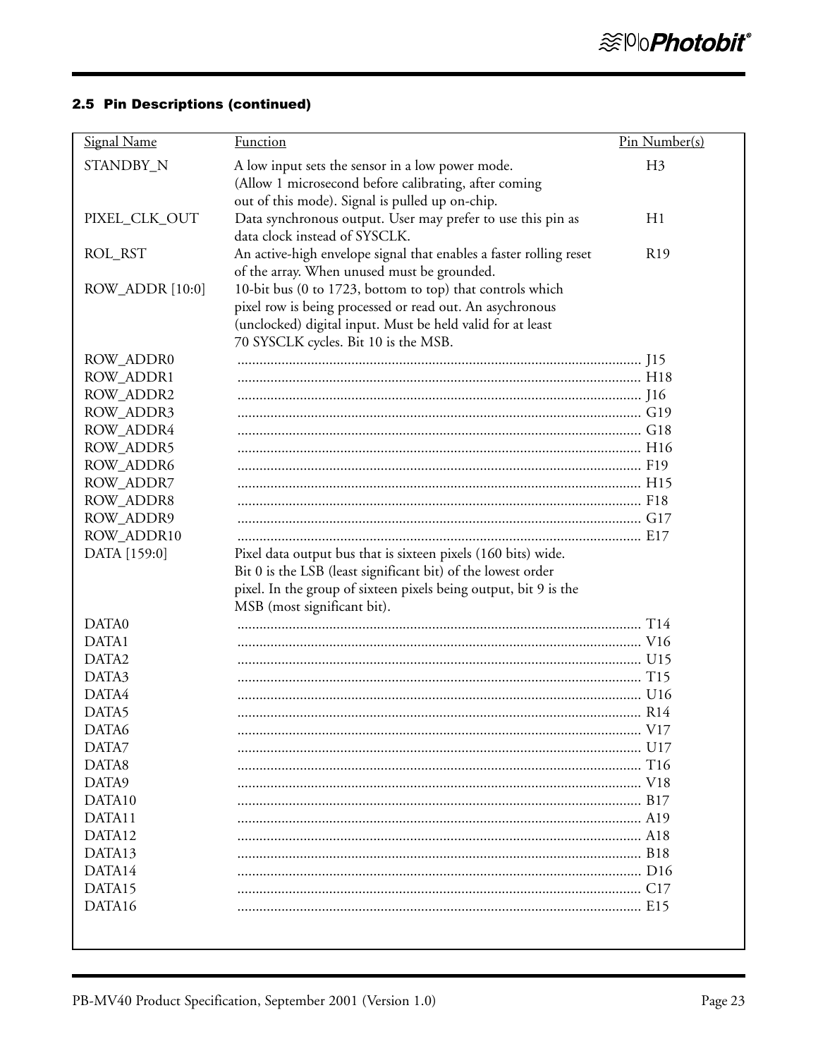### 2.5 Pin Descriptions (continued)

| Signal Name | Function | Pin Number(s) |
|---|---|---|
| STANDBY_N | A low input sets the sensor in a low power mode. (Allow 1 microsecond before calibrating, after coming out of this mode). Signal is pulled up on-chip. | H3 |
| PIXEL_CLK_OUT | Data synchronous output. User may prefer to use this pin as data clock instead of SYSCLK. | H1 |
| ROL_RST | An active-high envelope signal that enables a faster rolling reset of the array. When unused must be grounded. | R19 |
| ROW_ADDR [10:0] | 10-bit bus (0 to 1723, bottom to top) that controls which pixel row is being processed or read out. An asychronous (unclocked) digital input. Must be held valid for at least 70 SYSCLK cycles. Bit 10 is the MSB. | |
| ROW_ADDR0 | | J15 |
| ROW_ADDR1 | | H18 |
| ROW_ADDR2 | | J16 |
| ROW_ADDR3 | | G19 |
| ROW_ADDR4 | | G18 |
| ROW_ADDR5 | | H16 |
| ROW_ADDR6 | | F19 |
| ROW_ADDR7 | | H15 |
| ROW_ADDR8 | | F18 |
| ROW_ADDR9 | | G17 |
| ROW_ADDR10 | | E17 |
| DATA [159:0] | Pixel data output bus that is sixteen pixels (160 bits) wide. Bit 0 is the LSB (least significant bit) of the lowest order pixel. In the group of sixteen pixels being output, bit 9 is the MSB (most significant bit). | |
| DATA0 | | T14 |
| DATA1 | | V16 |
| DATA2 | | U15 |
| DATA3 | | T15 |
| DATA4 | | U16 |
| DATA5 | | R14 |
| DATA6 | | V17 |
| DATA7 | | U17 |
| DATA8 | | T16 |
| DATA9 | | V18 |
| DATA10 | | B17 |
| DATA11 | | A19 |
| DATA12 | | A18 |
| DATA13 | | B18 |
| DATA14 | | D16 |
| DATA15 | | C17 |
| DATA16 | | E15 |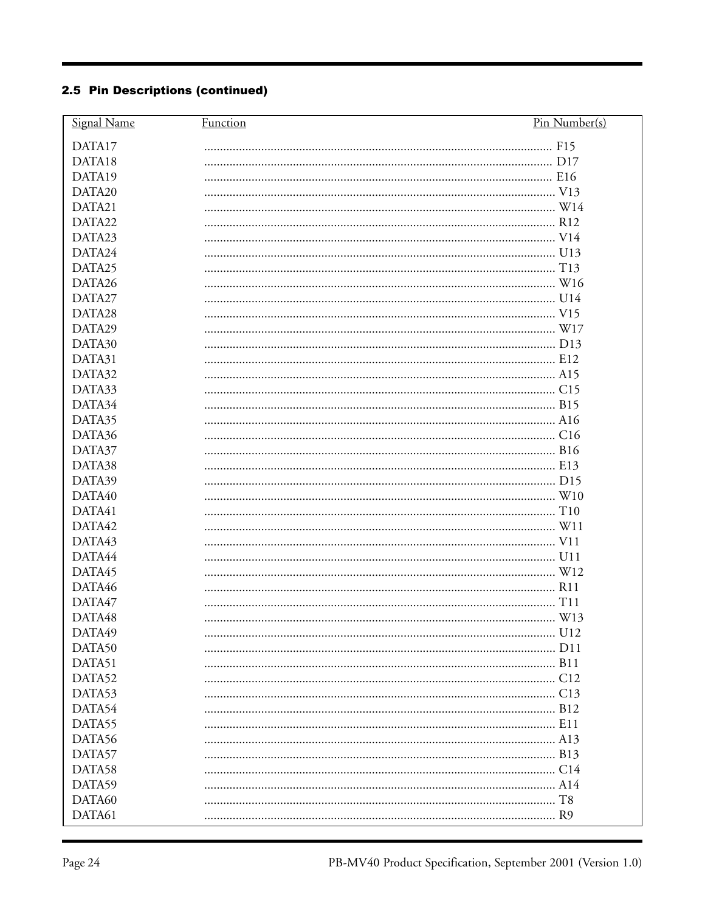### 2.5 Pin Descriptions (continued)

| Signal Name | Function | Pin Number(s) |
|---|---|---|
| DATA17 | | F15 |
| DATA18 | | D17 |
| DATA19 | | E16 |
| DATA20 | | V13 |
| DATA21 | | W14 |
| DATA22 | | R12 |
| DATA23 | | V14 |
| DATA24 | | U13 |
| DATA25 | | T13 |
| DATA26 | | W16 |
| DATA27 | | U14 |
| DATA28 | | V15 |
| DATA29 | | W17 |
| DATA30 | | D13 |
| DATA31 | | E12 |
| DATA32 | | A15 |
| DATA33 | | C15 |
| DATA34 | | B15 |
| DATA35 | | A16 |
| DATA36 | | C16 |
| DATA37 | | B16 |
| DATA38 | | E13 |
| DATA39 | | D15 |
| DATA40 | | W10 |
| DATA41 | | T10 |
| DATA42 | | W11 |
| DATA43 | | V11 |
| DATA44 | | U11 |
| DATA45 | | W12 |
| DATA46 | | R11 |
| DATA47 | | T11 |
| DATA48 | | W13 |
| DATA49 | | U12 |
| DATA50 | | D11 |
| DATA51 | | B11 |
| DATA52 | | C12 |
| DATA53 | | C13 |
| DATA54 | | B12 |
| DATA55 | | E11 |
| DATA56 | | A13 |
| DATA57 | | B13 |
| DATA58 | | C14 |
| DATA59 | | A14 |
| DATA60 | | T8 |
| DATA61 | | R9 |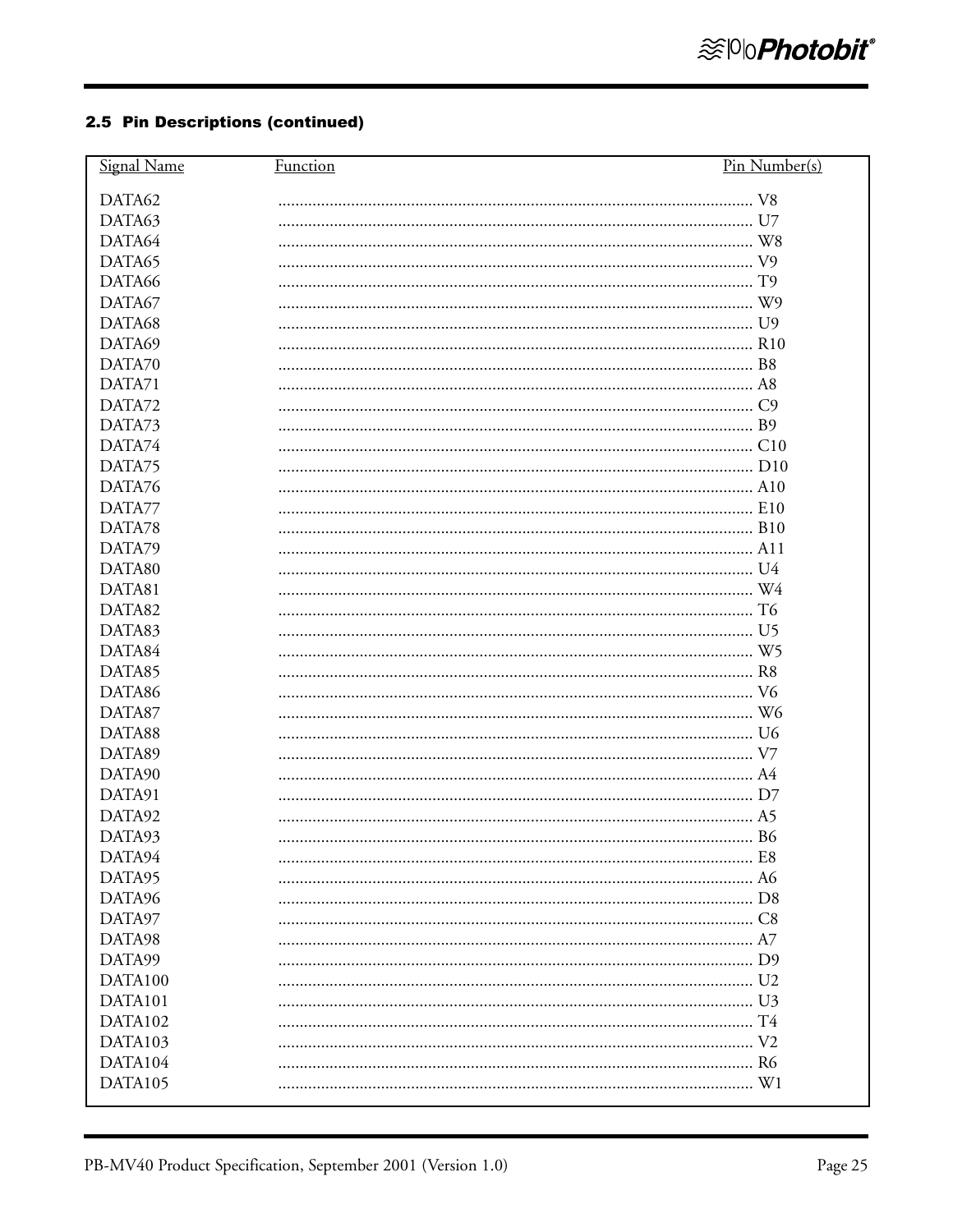### 2.5 Pin Descriptions (continued)

| Signal Name | Function | Pin Number(s) |
|---|---|---|
| DATA62 | | V8 |
| DATA63 | | U7 |
| DATA64 | | W8 |
| DATA65 | | V9 |
| DATA66 | | T9 |
| DATA67 | | W9 |
| DATA68 | | U9 |
| DATA69 | | R10 |
| DATA70 | | B8 |
| DATA71 | | A8 |
| DATA72 | | C9 |
| DATA73 | | B9 |
| DATA74 | | C10 |
| DATA75 | | D10 |
| DATA76 | | A10 |
| DATA77 | | E10 |
| DATA78 | | B10 |
| DATA79 | | A11 |
| DATA80 | | U4 |
| DATA81 | | W4 |
| DATA82 | | T6 |
| DATA83 | | U5 |
| DATA84 | | W5 |
| DATA85 | | R8 |
| DATA86 | | V6 |
| DATA87 | | W6 |
| DATA88 | | U6 |
| DATA89 | | V7 |
| DATA90 | | A4 |
| DATA91 | | D7 |
| DATA92 | | A5 |
| DATA93 | | B6 |
| DATA94 | | E8 |
| DATA95 | | A6 |
| DATA96 | | D8 |
| DATA97 | | C8 |
| DATA98 | | A7 |
| DATA99 | | D9 |
| DATA100 | | U2 |
| DATA101 | | U3 |
| DATA102 | | T4 |
| DATA103 | | V2 |
| DATA104 | | R6 |
| DATA105 | | W1 |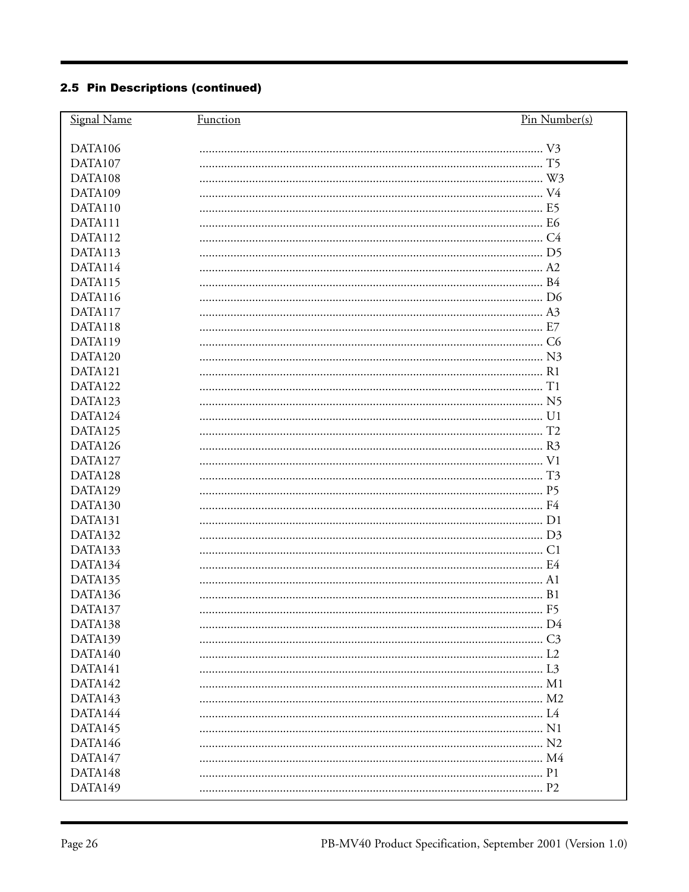## 2.5 Pin Descriptions (continued)

| Signal Name | Function | Pin Number(s) |
|---|---|---|
| DATA106 | | V3 |
| DATA107 | | T5 |
| DATA108 | | W3 |
| DATA109 | | V4 |
| DATA110 | | E5 |
| DATA111 | | E6 |
| DATA112 | | C4 |
| DATA113 | | D5 |
| DATA114 | | A2 |
| DATA115 | | B4 |
| DATA116 | | D6 |
| DATA117 | | A3 |
| DATA118 | | E7 |
| DATA119 | | C6 |
| DATA120 | | N3 |
| DATA121 | | R1 |
| DATA122 | | T1 |
| DATA123 | | N5 |
| DATA124 | | U1 |
| DATA125 | | T2 |
| DATA126 | | R3 |
| DATA127 | | V1 |
| DATA128 | | T3 |
| DATA129 | | P5 |
| DATA130 | | F4 |
| DATA131 | | D1 |
| DATA132 | | D3 |
| DATA133 | | C1 |
| DATA134 | | E4 |
| DATA135 | | A1 |
| DATA136 | | B1 |
| DATA137 | | F5 |
| DATA138 | | D4 |
| DATA139 | | C3 |
| DATA140 | | L2 |
| DATA141 | | L3 |
| DATA142 | | M1 |
| DATA143 | | M2 |
| DATA144 | | L4 |
| DATA145 | | N1 |
| DATA146 | | N2 |
| DATA147 | | M4 |
| DATA148 | | P1 |
| DATA149 | | P2 |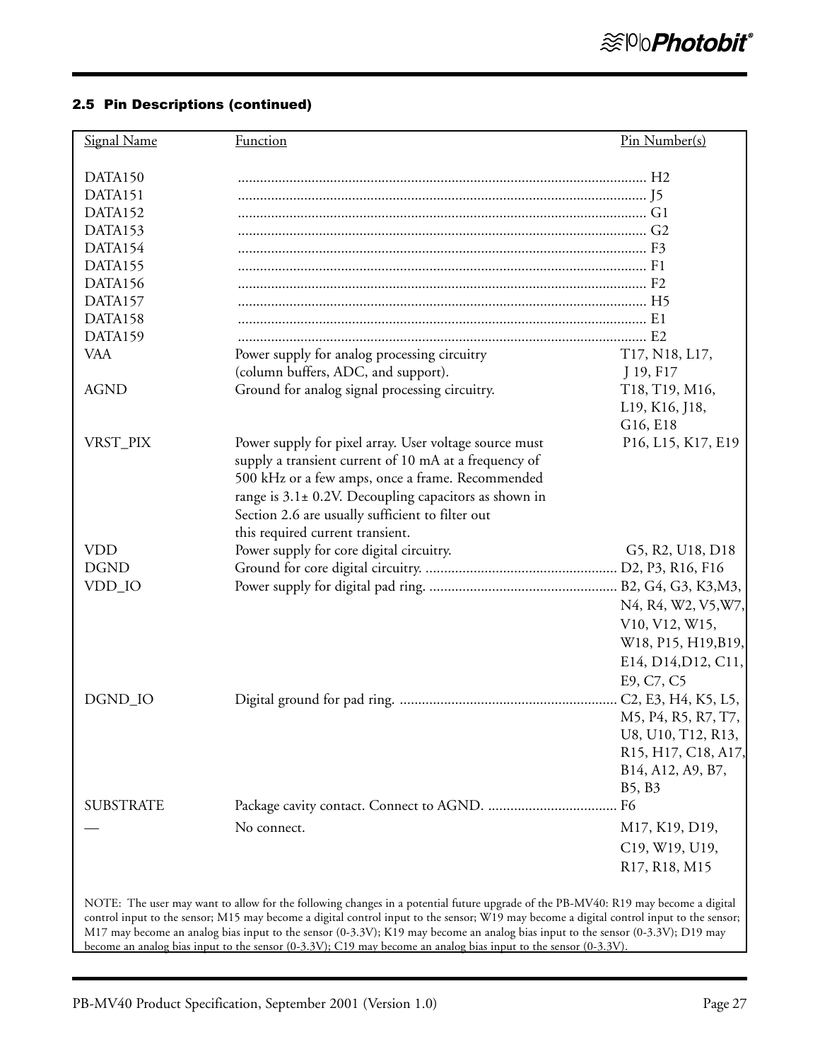## 2.5 Pin Descriptions (continued)

| Signal Name | Function | Pin Number(s) |
|---|---|---|
| DATA150 | | H2 |
| DATA151 | | J5 |
| DATA152 | | G1 |
| DATA153 | | G2 |
| DATA154 | | F3 |
| DATA155 | | F1 |
| DATA156 | | F2 |
| DATA157 | | H5 |
| DATA158 | | E1 |
| DATA159 | | E2 |
| VAA | Power supply for analog processing circuitry (column buffers, ADC, and support). | T17, N18, L17, J 19, F17 |
| AGND | Ground for analog signal processing circuitry. | T18, T19, M16, L19, K16, J18, G16, E18 |
| VRST_PIX | Power supply for pixel array. User voltage source must supply a transient current of 10 mA at a frequency of 500 kHz or a few amps, once a frame. Recommended range is 3.1± 0.2V. Decoupling capacitors as shown in Section 2.6 are usually sufficient to filter out this required current transient. | P16, L15, K17, E19 |
| VDD | Power supply for core digital circuitry. | G5, R2, U18, D18 |
| DGND | Ground for core digital circuitry. | D2, P3, R16, F16 |
| VDD_IO | Power supply for digital pad ring. | B2, G4, G3, K3,M3, N4, R4, W2, V5,W7, V10, V12, W15, W18, P15, H19,B19, E14, D14,D12, C11, E9, C7, C5 |
| DGND_IO | Digital ground for pad ring. | C2, E3, H4, K5, L5, M5, P4, R5, R7, T7, U8, U10, T12, R13, R15, H17, C18, A17, B14, A12, A9, B7, B5, B3 |
| SUBSTRATE | Package cavity contact. Connect to AGND. | F6 |
| — | No connect. | M17, K19, D19, C19, W19, U19, R17, R18, M15 |

NOTE: The user may want to allow for the following changes in a potential future upgrade of the PB-MV40: R19 may become a digital control input to the sensor; M15 may become a digital control input to the sensor; W19 may become a digital control input to the sensor; M17 may become an analog bias input to the sensor (0-3.3V); K19 may become an analog bias input to the sensor (0-3.3V); D19 may become an analog bias input to the sensor (0-3.3V); C19 may become an analog bias input to the sensor (0-3.3V).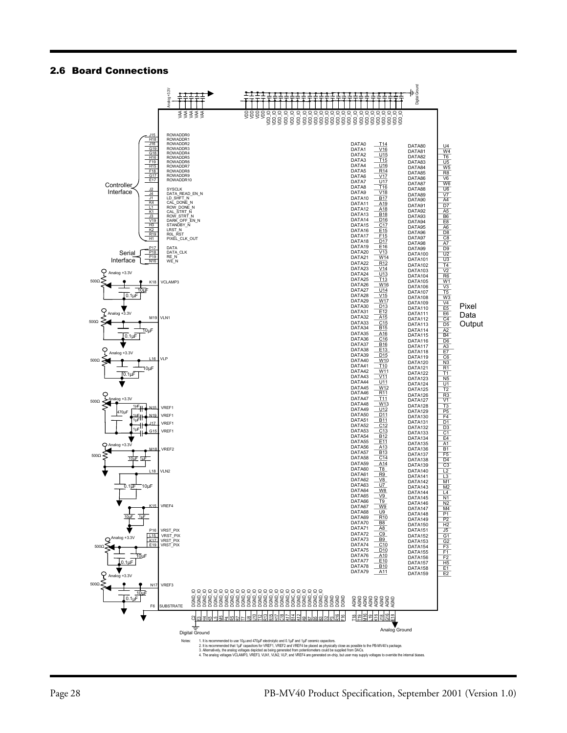## 2.6 Board Connections

Controller Interface

| Pin | Signal |
|---|---|
| J15 | ROWADDR0 |
| H18 | ROWADDR1 |
| J18 | ROWADDR2 |
| G19 | ROWADDR3 |
| G18 | ROWADDR4 |
| H16 | ROWADDR5 |
| F19 | ROWADDR6 |
| H15 | ROWADDR7 |
| F18 | ROWADDR8 |
| G17 | ROWADDR9 |
| E17 | ROWADDR10 |
| J2 | SYSCLK |
| J4 | DATA_READ_EN_N |
| J1 | LD_SHFT_N |
| K4 | CAL_DONE_N |
| L1 | ROW_DONE_N |
| K1 | CAL_STRT_N |
| J3 | ROW_STRT_N |
| V19 | DARK_OFF_EN_N |
| H3 | STANDBY_N |
| K2 | LRST_N |
| R19 | R0L_RST |
| H1 | PIXEL_CLK_OUT |

Serial Interface

| Pin | Signal |
|---|---|
| P17 | DATA |
| P18 | DATA_CLK |
| P19 | RE_N |
| N16 | WE_N |

Analog voltages

| Pin | Signal | Connection |
|---|---|---|
| K18 | VCLAMP3 | Analog +3.3V, 500Ω, 10µF, 0.1µF |
| M19 | VLN1 | Analog +3.3V, 500Ω, 10µF, 0.1µF |
| L16 | VLP | Analog +3.3V, 500Ω, 10µF, 0.1µF |
| N15 | VREF1 | Analog +3.3V, 500Ω, 470µF, 1µF |
| N19 | VREF1 | 1µF |
| J17 | VREF1 | 1µF |
| G15 | VREF1 | 1µF |
| M18 | VREF2 | Analog +3.3V, 500Ω, 10µF, 1µF |
| L18 | VLN2 | 0.1µF, 10µF |
| K15 | VREF4 | 10µF, 1µF |
| P16 | VRST_PIX | Analog +3.3V, 500Ω, 10µF, 0.1µF |
| L15 | VRST_PIX | |
| K17 | VRST_PIX | |
| E19 | VRST_PIX | |
| N17 | VREF3 | Analog +3.3V, 500Ω, 10µF, 0.1µF |
| F6 | SUBSTRATE | |

Supplies: VAA (x5) — Analog +3.3V; VDD (x4), VDD_IO — Digital Ground decoupling.

DGND_IO / DGND / AGND pins: C2, E3, H4, K5, L5, M5, P4, R5, R7, T7, U8, U10, T12, R13, R15, H17, C18, A17, B14, A12, A9, B7, B5, B3, D2, P3, E16, F16 (Digital Ground); T18, T19, M16, L19, K16, J18, G16, E18 (Analog Ground).

Pixel Data Output

| Signal | Pin | Signal | Pin |
|---|---|---|---|
| DATA0 | T14 | DATA80 | U4 |
| DATA1 | V16 | DATA81 | W4 |
| DATA2 | U15 | DATA82 | T6 |
| DATA3 | T15 | DATA83 | U5 |
| DATA4 | U16 | DATA84 | W5 |
| DATA5 | R14 | DATA85 | R8 |
| DATA6 | V17 | DATA86 | V6 |
| DATA7 | U17 | DATA87 | W6 |
| DATA8 | T16 | DATA88 | U6 |
| DATA9 | V18 | DATA89 | V7 |
| DATA10 | B17 | DATA90 | A4 |
| DATA11 | A19 | DATA91 | D7 |
| DATA12 | A18 | DATA92 | A5 |
| DATA13 | B18 | DATA93 | B6 |
| DATA14 | D16 | DATA94 | E8 |
| DATA15 | C17 | DATA95 | A6 |
| DATA16 | E15 | DATA96 | D8 |
| DATA17 | F15 | DATA97 | C8 |
| DATA18 | D17 | DATA98 | A7 |
| DATA19 | E16 | DATA99 | D9 |
| DATA20 | V13 | DATA100 | U2 |
| DATA21 | W14 | DATA101 | U3 |
| DATA22 | R12 | DATA102 | T4 |
| DATA23 | V14 | DATA103 | V2 |
| DATA24 | U13 | DATA104 | R6 |
| DATA25 | T13 | DATA105 | W1 |
| DATA26 | W16 | DATA106 | V3 |
| DATA27 | U14 | DATA107 | T5 |
| DATA28 | V15 | DATA108 | W3 |
| DATA29 | W17 | DATA109 | V4 |
| DATA30 | D13 | DATA110 | E5 |
| DATA31 | E12 | DATA111 | E6 |
| DATA32 | A15 | DATA112 | C4 |
| DATA33 | C15 | DATA113 | D5 |
| DATA34 | B15 | DATA114 | A2 |
| DATA35 | A16 | DATA115 | B4 |
| DATA36 | C16 | DATA116 | D6 |
| DATA37 | B16 | DATA117 | A3 |
| DATA38 | E13 | DATA118 | E7 |
| DATA39 | D15 | DATA119 | C6 |
| DATA40 | W10 | DATA120 | N3 |
| DATA41 | T10 | DATA121 | R1 |
| DATA42 | W11 | DATA122 | T1 |
| DATA43 | V11 | DATA123 | N5 |
| DATA44 | U11 | DATA124 | U1 |
| DATA45 | W12 | DATA125 | T2 |
| DATA46 | R11 | DATA126 | R3 |
| DATA47 | T11 | DATA127 | V1 |
| DATA48 | W13 | DATA128 | T3 |
| DATA49 | U12 | DATA129 | P5 |
| DATA50 | D11 | DATA130 | F4 |
| DATA51 | B11 | DATA131 | D1 |
| DATA52 | C12 | DATA132 | D3 |
| DATA53 | C13 | DATA133 | C1 |
| DATA54 | B12 | DATA134 | E4 |
| DATA55 | E11 | DATA135 | A1 |
| DATA56 | A13 | DATA136 | B1 |
| DATA57 | B13 | DATA137 | F5 |
| DATA58 | C14 | DATA138 | D4 |
| DATA59 | A14 | DATA139 | C3 |
| DATA60 | T8 | DATA140 | L2 |
| DATA61 | R9 | DATA141 | L3 |
| DATA62 | V8 | DATA142 | M1 |
| DATA63 | U7 | DATA143 | M2 |
| DATA64 | W8 | DATA144 | L4 |
| DATA65 | V9 | DATA145 | N1 |
| DATA66 | T9 | DATA146 | N2 |
| DATA67 | W9 | DATA147 | M4 |
| DATA68 | U9 | DATA148 | P1 |
| DATA69 | R10 | DATA149 | P2 |
| DATA70 | B8 | DATA150 | H2 |
| DATA71 | A8 | DATA151 | J5 |
| DATA72 | C9 | DATA152 | G1 |
| DATA73 | B9 | DATA153 | G2 |
| DATA74 | C10 | DATA154 | F3 |
| DATA75 | D10 | DATA155 | F1 |
| DATA76 | A10 | DATA156 | F2 |
| DATA77 | E10 | DATA157 | H5 |
| DATA78 | B10 | DATA158 | E1 |
| DATA79 | A11 | DATA159 | E2 |

Notes:
1. It is recommended to use 10µ and 470µF electrolytic and 0.1µF and 1µF ceramic capacitors.
2. It is recommended that 1µF capacitors for VREF1, VREF2 and VREF4 be placed as physically close as possible to the PB-MV40's package.
3. Alternatively, the analog voltages depicted as being generated from potentiometers could be supplied from DACs.
4. The analog voltages VCLAMP3, VREF3, VLN1, VLN2, VLP, and VREF4 are generated on-chip, but user may supply voltages to override the internal biases.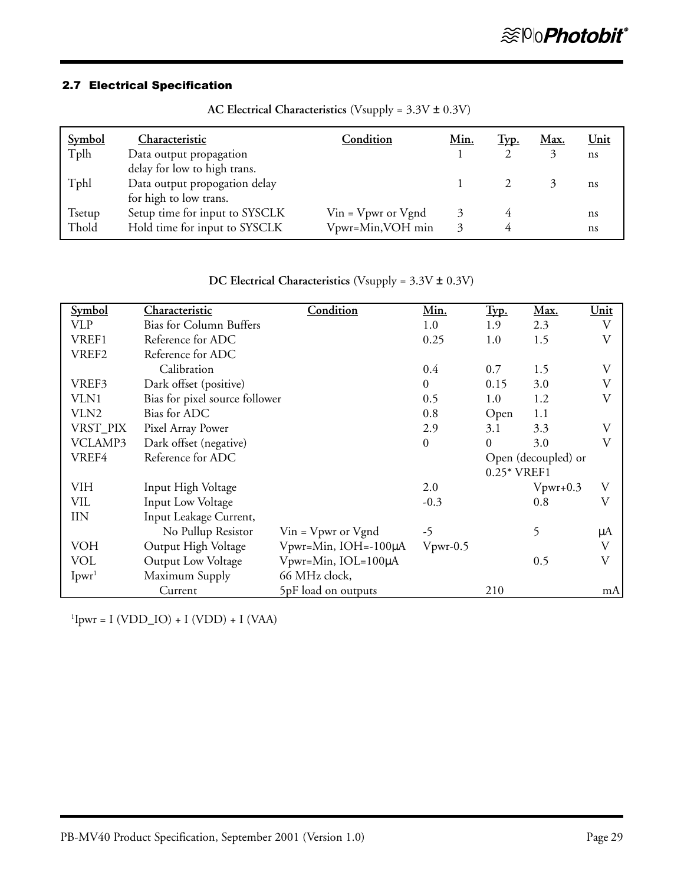### 2.7 Electrical Specification

**AC Electrical Characteristics** (Vsupply = 3.3V ± 0.3V)

| Symbol | Characteristic | Condition | Min. | Typ. | Max. | Unit |
|---|---|---|---|---|---|---|
| Tplh | Data output propagation delay for low to high trans. | | 1 | 2 | 3 | ns |
| Tphl | Data output propogation delay for high to low trans. | | 1 | 2 | 3 | ns |
| Tsetup | Setup time for input to SYSCLK | Vin = Vpwr or Vgnd | 3 | 4 | | ns |
| Thold | Hold time for input to SYSCLK | Vpwr=Min,VOH min | 3 | 4 | | ns |

**DC Electrical Characteristics** (Vsupply = 3.3V ± 0.3V)

| Symbol | Characteristic | Condition | Min. | Typ. | Max. | Unit |
|---|---|---|---|---|---|---|
| VLP | Bias for Column Buffers | | 1.0 | 1.9 | 2.3 | V |
| VREF1 | Reference for ADC | | 0.25 | 1.0 | 1.5 | V |
| VREF2 | Reference for ADC Calibration | | 0.4 | 0.7 | 1.5 | V |
| VREF3 | Dark offset (positive) | | 0 | 0.15 | 3.0 | V |
| VLN1 | Bias for pixel source follower | | 0.5 | 1.0 | 1.2 | V |
| VLN2 | Bias for ADC | | 0.8 | Open | 1.1 | |
| VRST_PIX | Pixel Array Power | | 2.9 | 3.1 | 3.3 | V |
| VCLAMP3 | Dark offset (negative) | | 0 | 0 | 3.0 | V |
| VREF4 | Reference for ADC | | | Open (decoupled) or 0.25* VREF1 | | |
| VIH | Input High Voltage | | 2.0 | | Vpwr+0.3 | V |
| VIL | Input Low Voltage | | -0.3 | | 0.8 | V |
| IIN | Input Leakage Current, No Pullup Resistor | Vin = Vpwr or Vgnd | -5 | | 5 | μA |
| VOH | Output High Voltage | Vpwr=Min, IOH=-100μA | Vpwr-0.5 | | | V |
| VOL | Output Low Voltage | Vpwr=Min, IOL=100μA | | | 0.5 | V |
| Ipwr[1] | Maximum Supply Current | 66 MHz clock, 5pF load on outputs | | 210 | | mA |

[1]Ipwr = I (VDD_IO) + I (VDD) + I (VAA)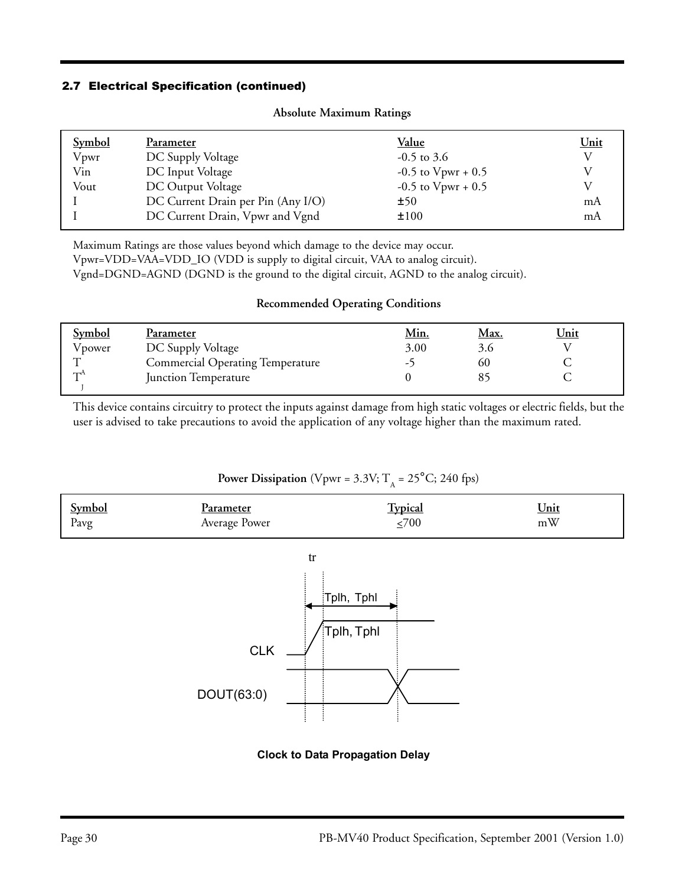### 2.7 Electrical Specification (continued)

**Absolute Maximum Ratings**

| Symbol | Parameter | Value | Unit |
|---|---|---|---|
| Vpwr | DC Supply Voltage | -0.5 to 3.6 | V |
| Vin | DC Input Voltage | -0.5 to Vpwr + 0.5 | V |
| Vout | DC Output Voltage | -0.5 to Vpwr + 0.5 | V |
| I | DC Current Drain per Pin (Any I/O) | ±50 | mA |
| I | DC Current Drain, Vpwr and Vgnd | ±100 | mA |

Maximum Ratings are those values beyond which damage to the device may occur.
Vpwr=VDD=VAA=VDD_IO (VDD is supply to digital circuit, VAA to analog circuit).
Vgnd=DGND=AGND (DGND is the ground to the digital circuit, AGND to the analog circuit).

**Recommended Operating Conditions**

| Symbol | Parameter | Min. | Max. | Unit |
|---|---|---|---|---|
| Vpower | DC Supply Voltage | 3.00 | 3.6 | V |
| T | Commercial Operating Temperature | -5 | 60 | C |
| $T^A_J$ | Junction Temperature | 0 | 85 | C |

This device contains circuitry to protect the inputs against damage from high static voltages or electric fields, but the user is advised to take precautions to avoid the application of any voltage higher than the maximum rated.

**Power Dissipation** (Vpwr = 3.3V; $T_A$ = 25°C; 240 fps)

| Symbol | Parameter | Typical | Unit |
|---|---|---|---|
| Pavg | Average Power | ≤700 | mW |

tr

Tplh, Tphl

Tplh, Tphl

CLK

DOUT(63:0)

**Clock to Data Propagation Delay**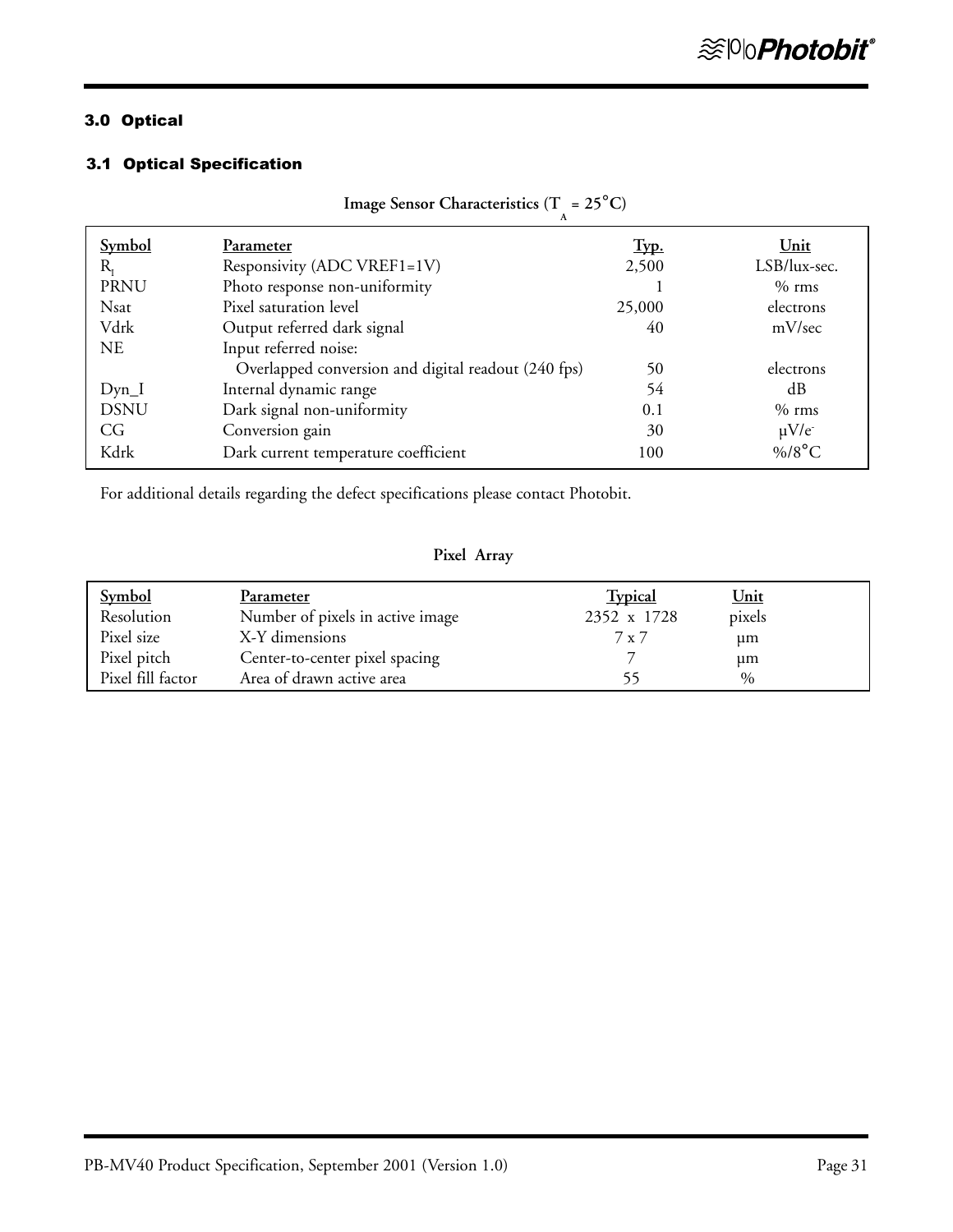## 3.0 Optical

### 3.1 Optical Specification

**Image Sensor Characteristics ($T_A = 25°C$)**

| Symbol | Parameter | Typ. | Unit |
|---|---|---|---|
| $R_I$ | Responsivity (ADC VREF1=1V) | 2,500 | LSB/lux-sec. |
| PRNU | Photo response non-uniformity | 1 | % rms |
| Nsat | Pixel saturation level | 25,000 | electrons |
| Vdrk | Output referred dark signal | 40 | mV/sec |
| NE | Input referred noise: | | |
| | Overlapped conversion and digital readout (240 fps) | 50 | electrons |
| Dyn_I | Internal dynamic range | 54 | dB |
| DSNU | Dark signal non-uniformity | 0.1 | % rms |
| CG | Conversion gain | 30 | $\mu V/e^-$ |
| Kdrk | Dark current temperature coefficient | 100 | %/8°C |

For additional details regarding the defect specifications please contact Photobit.

**Pixel Array**

| Symbol | Parameter | Typical | Unit |
|---|---|---|---|
| Resolution | Number of pixels in active image | 2352 x 1728 | pixels |
| Pixel size | X-Y dimensions | 7 x 7 | μm |
| Pixel pitch | Center-to-center pixel spacing | 7 | μm |
| Pixel fill factor | Area of drawn active area | 55 | % |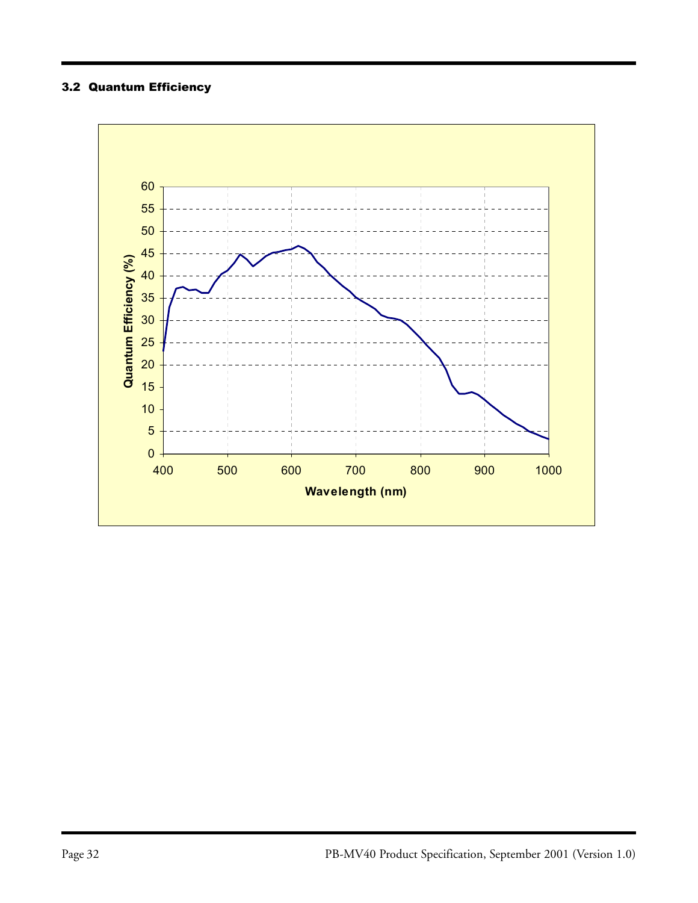### 3.2 Quantum Efficiency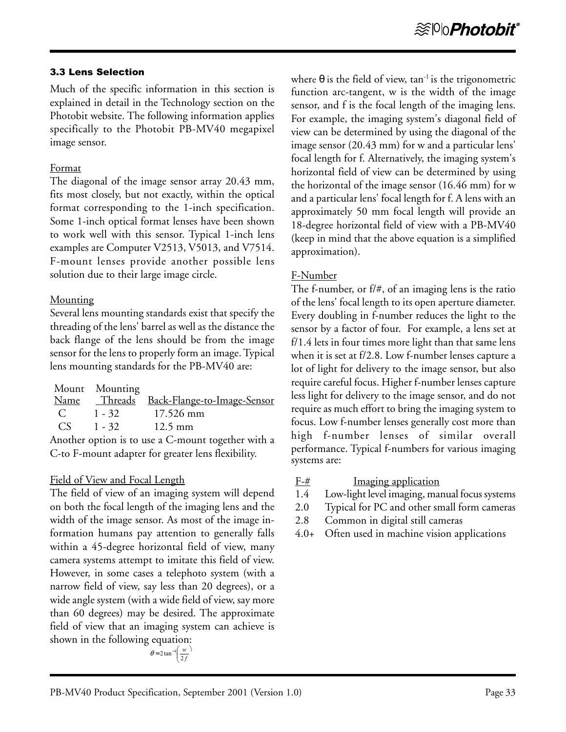### 3.3 Lens Selection

Much of the specific information in this section is explained in detail in the Technology section on the Photobit website. The following information applies specifically to the Photobit PB-MV40 megapixel image sensor.

Format

The diagonal of the image sensor array 20.43 mm, fits most closely, but not exactly, within the optical format corresponding to the 1-inch specification. Some 1-inch optical format lenses have been shown to work well with this sensor. Typical 1-inch lens examples are Computer V2513, V5013, and V7514. F-mount lenses provide another possible lens solution due to their large image circle.

Mounting

Several lens mounting standards exist that specify the threading of the lens' barrel as well as the distance the back flange of the lens should be from the image sensor for the lens to properly form an image. Typical lens mounting standards for the PB-MV40 are:

| Mount Name | Mounting Threads | Back-Flange-to-Image-Sensor |
|---|---|---|
| C | 1 - 32 | 17.526 mm |
| CS | 1 - 32 | 12.5 mm |

Another option is to use a C-mount together with a C-to F-mount adapter for greater lens flexibility.

Field of View and Focal Length

The field of view of an imaging system will depend on both the focal length of the imaging lens and the width of the image sensor. As most of the image information humans pay attention to generally falls within a 45-degree horizontal field of view, many camera systems attempt to imitate this field of view. However, in some cases a telephoto system (with a narrow field of view, say less than 20 degrees), or a wide angle system (with a wide field of view, say more than 60 degrees) may be desired. The approximate field of view that an imaging system can achieve is shown in the following equation:

$$\theta \approx 2\tan^{-1}\left(\frac{w}{2f}\right)$$

where $\theta$ is the field of view, $\tan^{-1}$ is the trigonometric function arc-tangent, w is the width of the image sensor, and f is the focal length of the imaging lens. For example, the imaging system's diagonal field of view can be determined by using the diagonal of the image sensor (20.43 mm) for w and a particular lens' focal length for f. Alternatively, the imaging system's horizontal field of view can be determined by using the horizontal of the image sensor (16.46 mm) for w and a particular lens' focal length for f. A lens with an approximately 50 mm focal length will provide an 18-degree horizontal field of view with a PB-MV40 (keep in mind that the above equation is a simplified approximation).

F-Number

The f-number, or f/#, of an imaging lens is the ratio of the lens' focal length to its open aperture diameter. Every doubling in f-number reduces the light to the sensor by a factor of four. For example, a lens set at f/1.4 lets in four times more light than that same lens when it is set at f/2.8. Low f-number lenses capture a lot of light for delivery to the image sensor, but also require careful focus. Higher f-number lenses capture less light for delivery to the image sensor, and do not require as much effort to bring the imaging system to focus. Low f-number lenses generally cost more than high f-number lenses of similar overall performance. Typical f-numbers for various imaging systems are:

| F-# | Imaging application |
|---|---|
| 1.4 | Low-light level imaging, manual focus systems |
| 2.0 | Typical for PC and other small form cameras |
| 2.8 | Common in digital still cameras |
| 4.0+ | Often used in machine vision applications |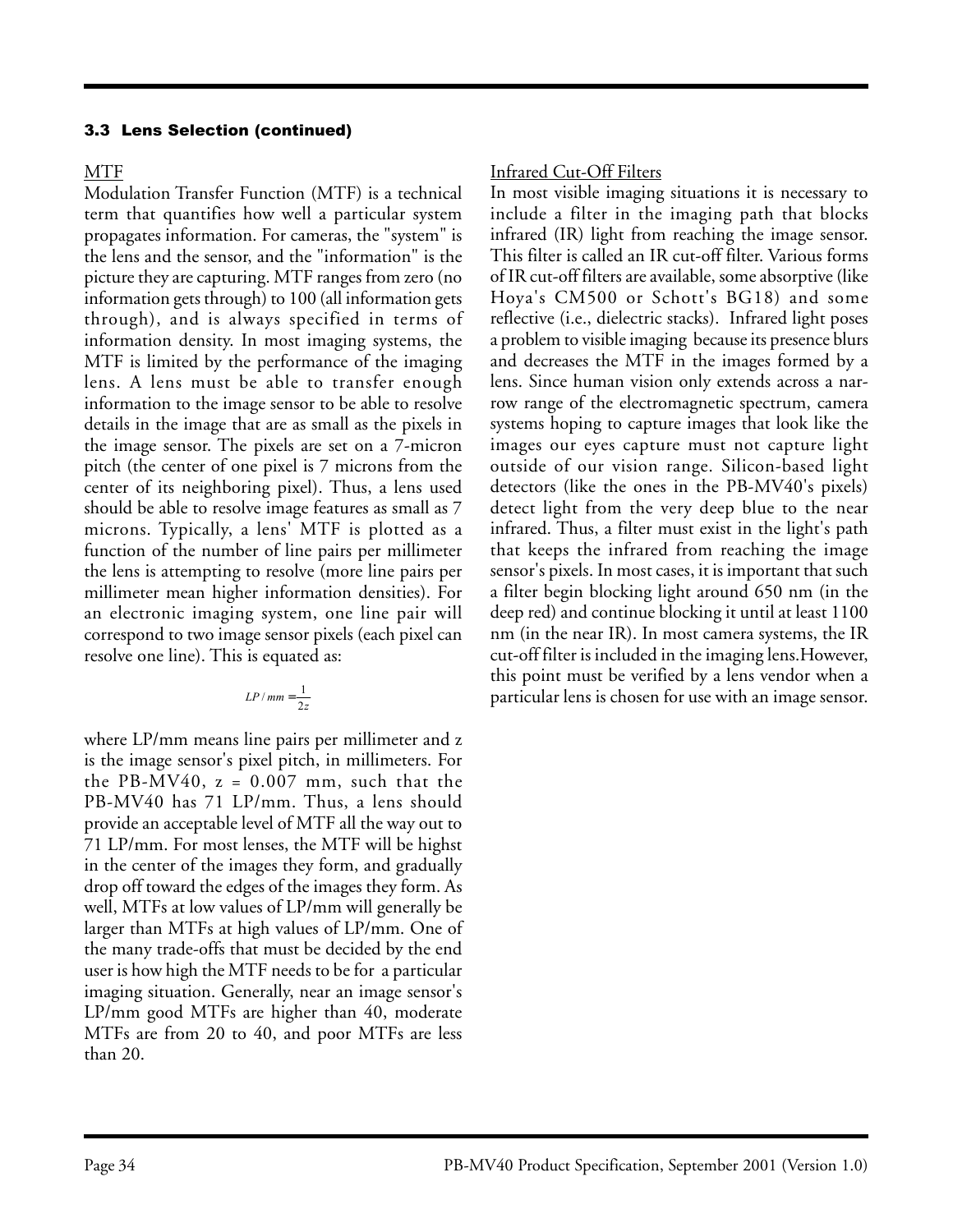### 3.3 Lens Selection (continued)

MTF

Modulation Transfer Function (MTF) is a technical term that quantifies how well a particular system propagates information. For cameras, the "system" is the lens and the sensor, and the "information" is the picture they are capturing. MTF ranges from zero (no information gets through) to 100 (all information gets through), and is always specified in terms of information density. In most imaging systems, the MTF is limited by the performance of the imaging lens. A lens must be able to transfer enough information to the image sensor to be able to resolve details in the image that are as small as the pixels in the image sensor. The pixels are set on a 7-micron pitch (the center of one pixel is 7 microns from the center of its neighboring pixel). Thus, a lens used should be able to resolve image features as small as 7 microns. Typically, a lens' MTF is plotted as a function of the number of line pairs per millimeter the lens is attempting to resolve (more line pairs per millimeter mean higher information densities). For an electronic imaging system, one line pair will correspond to two image sensor pixels (each pixel can resolve one line). This is equated as:

$$LP/mm = \frac{1}{2z}$$

where LP/mm means line pairs per millimeter and z is the image sensor's pixel pitch, in millimeters. For the PB-MV40, z = 0.007 mm, such that the PB-MV40 has 71 LP/mm. Thus, a lens should provide an acceptable level of MTF all the way out to 71 LP/mm. For most lenses, the MTF will be highst in the center of the images they form, and gradually drop off toward the edges of the images they form. As well, MTFs at low values of LP/mm will generally be larger than MTFs at high values of LP/mm. One of the many trade-offs that must be decided by the end user is how high the MTF needs to be for a particular imaging situation. Generally, near an image sensor's LP/mm good MTFs are higher than 40, moderate MTFs are from 20 to 40, and poor MTFs are less than 20.

Infrared Cut-Off Filters

In most visible imaging situations it is necessary to include a filter in the imaging path that blocks infrared (IR) light from reaching the image sensor. This filter is called an IR cut-off filter. Various forms of IR cut-off filters are available, some absorptive (like Hoya's CM500 or Schott's BG18) and some reflective (i.e., dielectric stacks). Infrared light poses a problem to visible imaging because its presence blurs and decreases the MTF in the images formed by a lens. Since human vision only extends across a narrow range of the electromagnetic spectrum, camera systems hoping to capture images that look like the images our eyes capture must not capture light outside of our vision range. Silicon-based light detectors (like the ones in the PB-MV40's pixels) detect light from the very deep blue to the near infrared. Thus, a filter must exist in the light's path that keeps the infrared from reaching the image sensor's pixels. In most cases, it is important that such a filter begin blocking light around 650 nm (in the deep red) and continue blocking it until at least 1100 nm (in the near IR). In most camera systems, the IR cut-off filter is included in the imaging lens.However, this point must be verified by a lens vendor when a particular lens is chosen for use with an image sensor.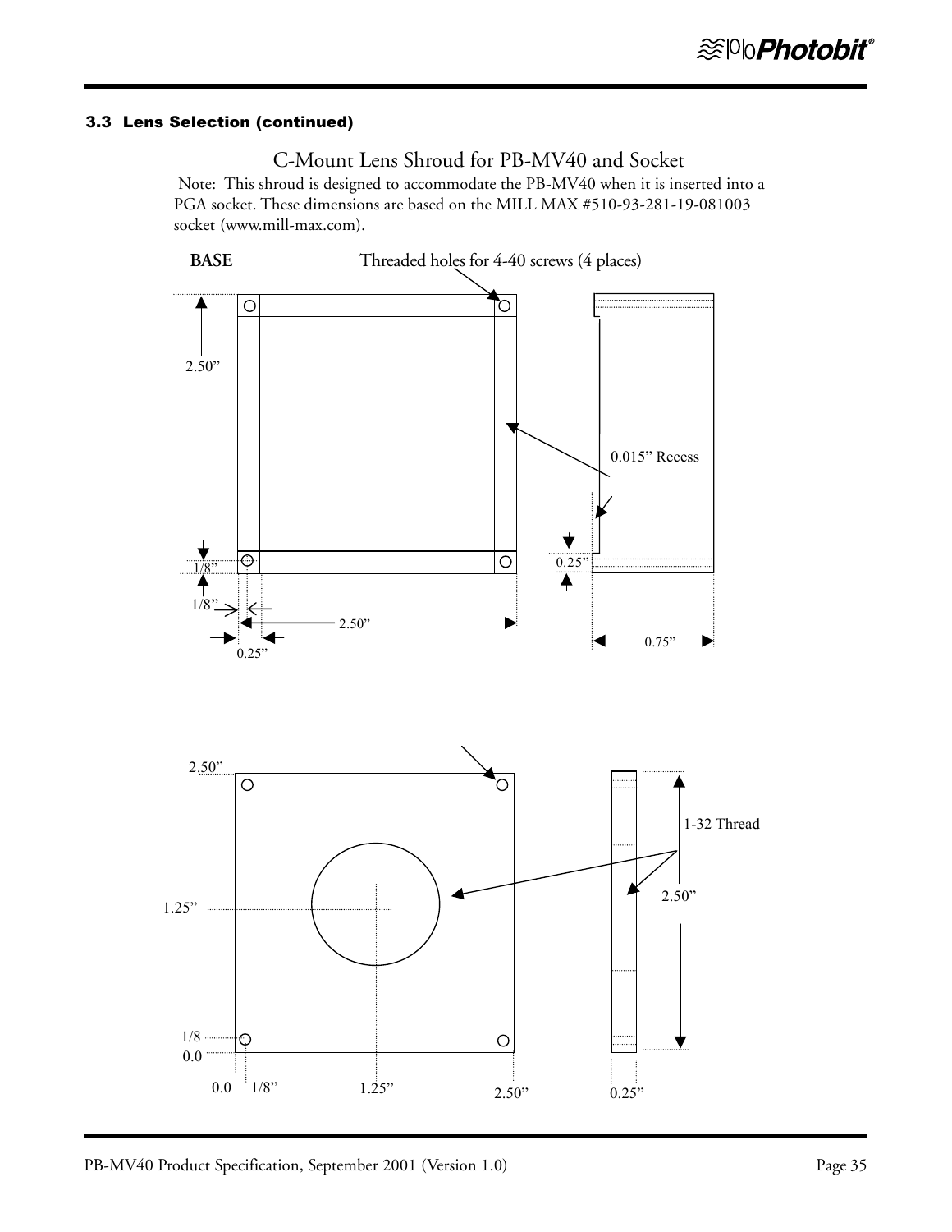### 3.3 Lens Selection (continued)

C-Mount Lens Shroud for PB-MV40 and Socket

Note: This shroud is designed to accommodate the PB-MV40 when it is inserted into a PGA socket. These dimensions are based on the MILL MAX #510-93-281-19-081003 socket (www.mill-max.com).

**BASE** Threaded holes for 4-40 screws (4 places)

2.50”

0.015” Recess

1/8”

0.25”

1/8”

2.50”

0.25”

0.75”

2.50”

1-32 Thread

1.25”

2.50”

1/8

0.0

0.0 1/8” 1.25” 2.50” 0.25”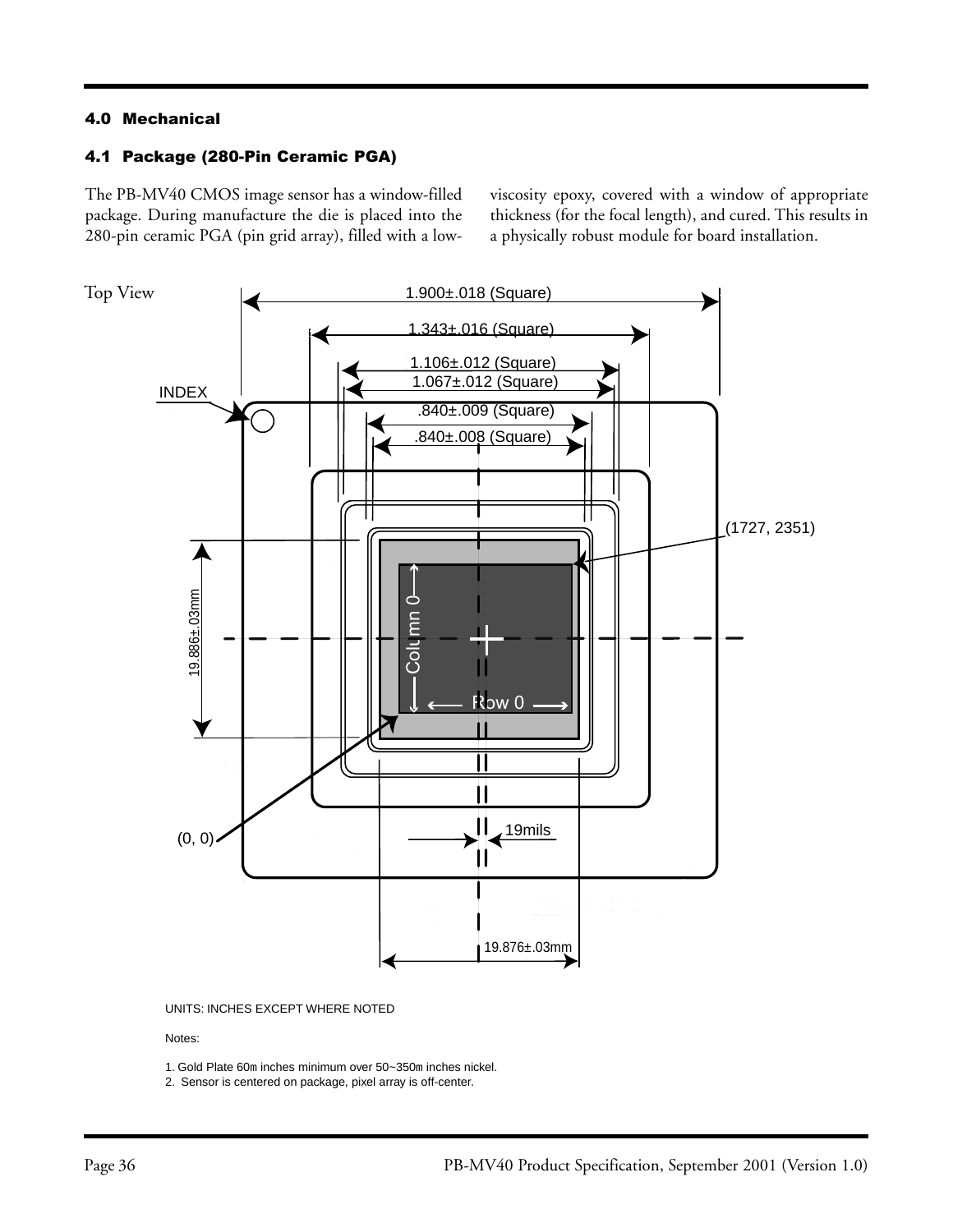## 4.0 Mechanical

### 4.1 Package (280-Pin Ceramic PGA)

The PB-MV40 CMOS image sensor has a window-filled package. During manufacture the die is placed into the 280-pin ceramic PGA (pin grid array), filled with a low-viscosity epoxy, covered with a window of appropriate thickness (for the focal length), and cured. This results in a physically robust module for board installation.

Top View

1.900±.018 (Square)

1.343±.016 (Square)

1.106±.012 (Square)

1.067±.012 (Square)

.840±.009 (Square)

.840±.008 (Square)

INDEX

(1727, 2351)

19.886±.03mm

Column 0

Row 0

(0, 0)

19mils

19.876±.03mm

UNITS: INCHES EXCEPT WHERE NOTED

Notes:

1. Gold Plate 60m inches minimum over 50~350m inches nickel.
2. Sensor is centered on package, pixel array is off-center.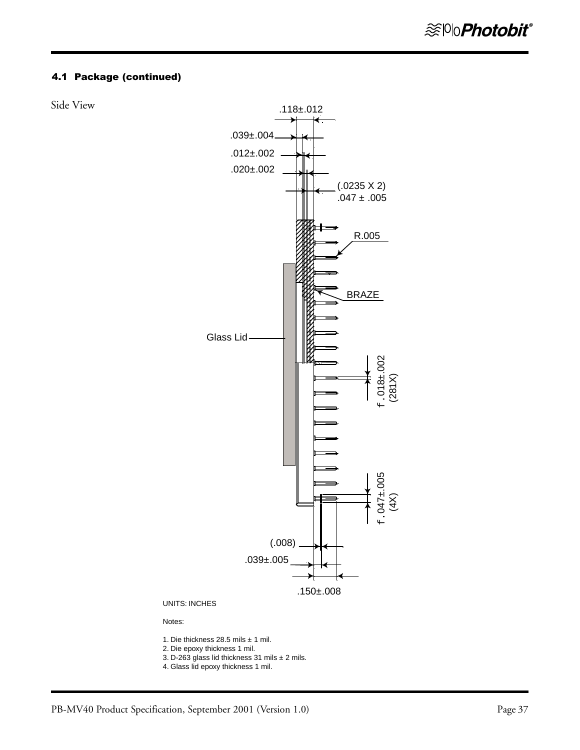## 4.1 Package (continued)

Side View

.118±.012

.039±.004

.012±.002

.020±.002

(.0235 X 2)
.047 ± .005

R.005

BRAZE

Glass Lid

f .018±.002
(281X)

f .047±.005
(4X)

(.008)

.039±.005

.150±.008

UNITS: INCHES

Notes:

1. Die thickness 28.5 mils ± 1 mil.
2. Die epoxy thickness 1 mil.
3. D-263 glass lid thickness 31 mils ± 2 mils.
4. Glass lid epoxy thickness 1 mil.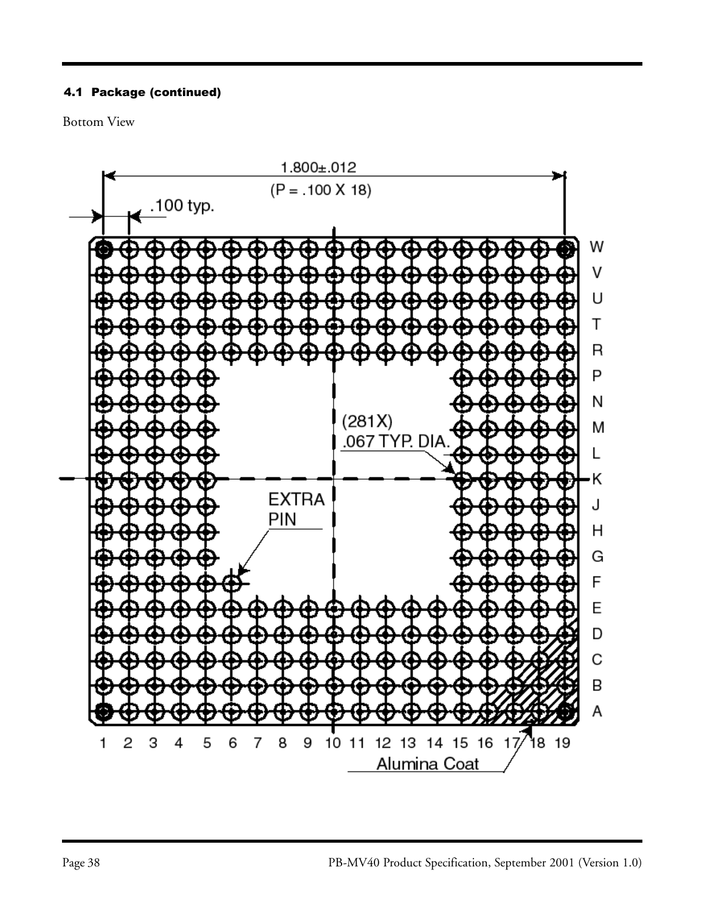#### 4.1 Package (continued)

Bottom View

1.800±.012

(P = .100 X 18)

.100 typ.

(281X)
.067 TYP. DIA.

EXTRA
PIN

Alumina Coat

W V U T R P N M L K J H G F E D C B A

1 2 3 4 5 6 7 8 9 10 11 12 13 14 15 16 17 18 19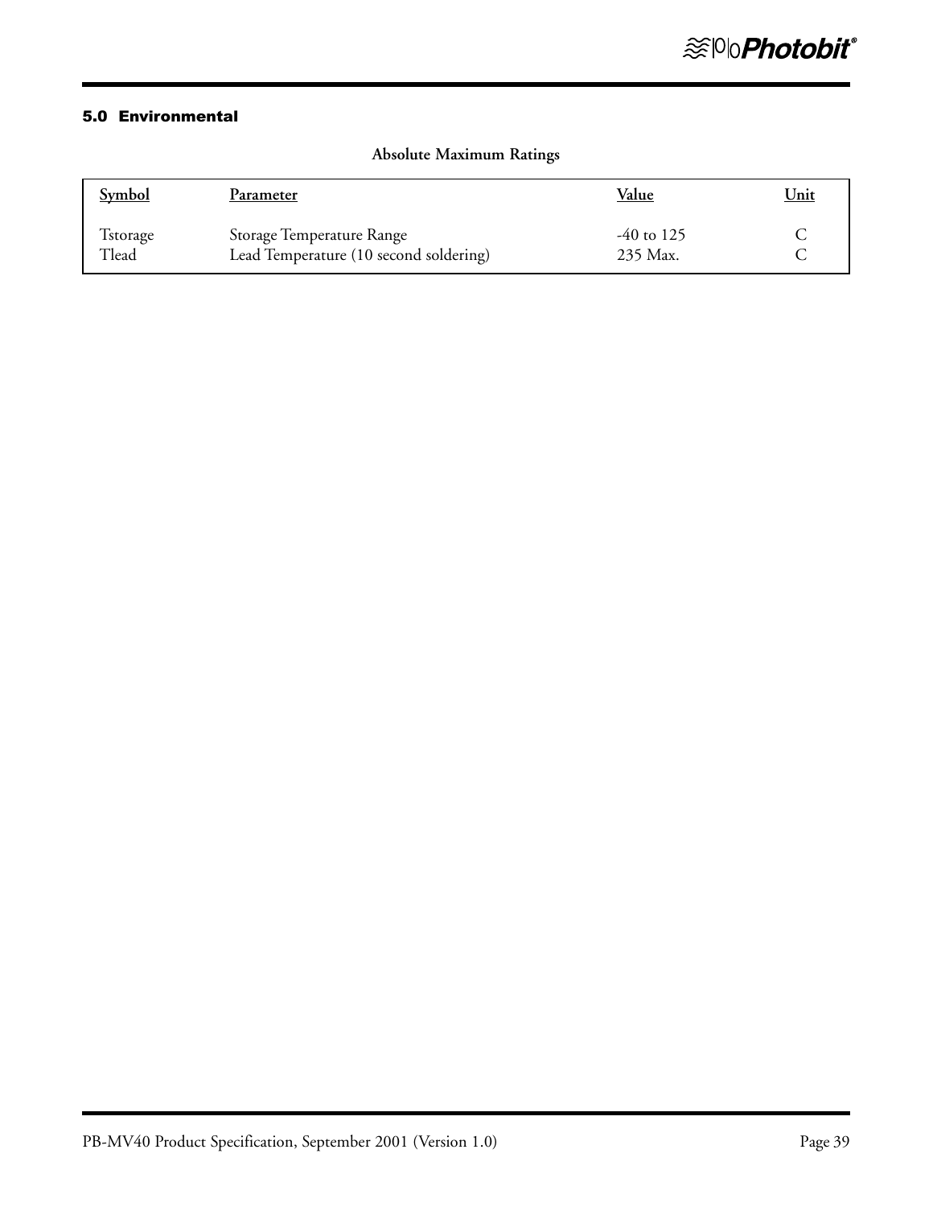## 5.0 Environmental

**Absolute Maximum Ratings**

| Symbol | Parameter | Value | Unit |
| --- | --- | --- | --- |
| Tstorage | Storage Temperature Range | -40 to 125 | C |
| Tlead | Lead Temperature (10 second soldering) | 235 Max. | C |